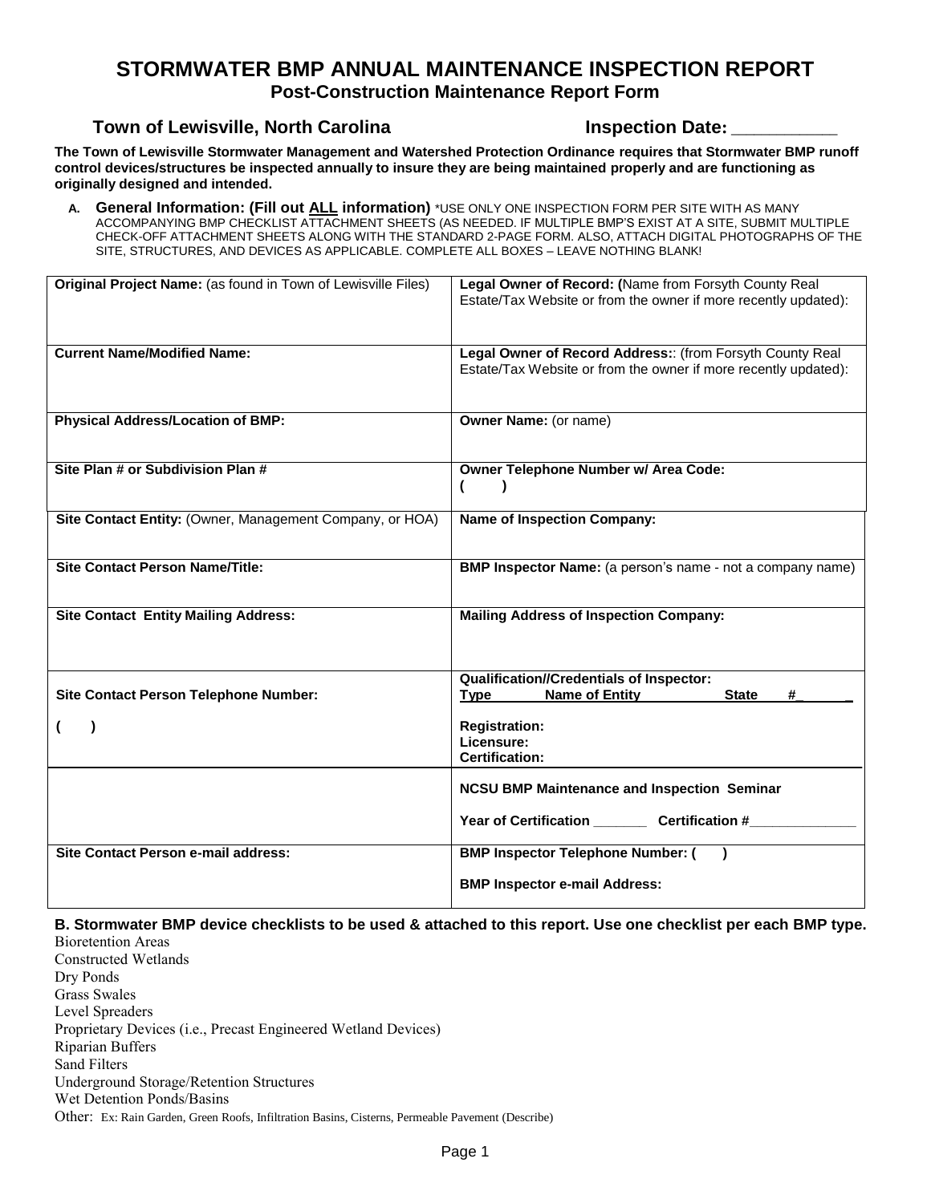# STORMWATER BMP ANNUAL MAINTENANCE INSPECTION REPORT

## Post-Construction Maintenance Report Form

**Town of Lewisville, North Carolina** **Inspection Date: ___________**

**The Town of Lewisville Stormwater Management and Watershed Protection Ordinance requires that Stormwater BMP runoff control devices/structures be inspected annually to insure they are being maintained properly and are functioning as originally designed and intended.**

**A. General Information: (Fill out ALL information)** *USE ONLY ONE INSPECTION FORM PER SITE WITH AS MANY ACCOMPANYING BMP CHECKLIST ATTACHMENT SHEETS (AS NEEDED. IF MULTIPLE BMP'S EXIST AT A SITE, SUBMIT MULTIPLE CHECK-OFF ATTACHMENT SHEETS ALONG WITH THE STANDARD 2-PAGE FORM. ALSO, ATTACH DIGITAL PHOTOGRAPHS OF THE SITE, STRUCTURES, AND DEVICES AS APPLICABLE. COMPLETE ALL BOXES – LEAVE NOTHING BLANK!

| | |
|---|---|
| **Original Project Name:** (as found in Town of Lewisville Files) | **Legal Owner of Record: (**Name from Forsyth County Real Estate/Tax Website or from the owner if more recently updated): |
| **Current Name/Modified Name:** | **Legal Owner of Record Address:**: (from Forsyth County Real Estate/Tax Website or from the owner if more recently updated): |
| **Physical Address/Location of BMP:** | **Owner Name:** (or name) |
| **Site Plan # or Subdivision Plan #** | **Owner Telephone Number w/ Area Code:** ( ) |
| **Site Contact Entity:** (Owner, Management Company, or HOA) | **Name of Inspection Company:** |
| **Site Contact Person Name/Title:** | **BMP Inspector Name:** (a person's name - not a company name) |
| **Site Contact Entity Mailing Address:** | **Mailing Address of Inspection Company:** |
| **Site Contact Person Telephone Number:** ( ) | **Qualification//Credentials of Inspector:** **Type Name of Entity State #______** **Registration:** **Licensure:** **Certification:** |
| | **NCSU BMP Maintenance and Inspection Seminar** **Year of Certification _______ Certification #______________** |
| **Site Contact Person e-mail address:** | **BMP Inspector Telephone Number: ( )** **BMP Inspector e-mail Address:** |

**B. Stormwater BMP device checklists to be used & attached to this report. Use one checklist per each BMP type.**

Bioretention Areas
Constructed Wetlands
Dry Ponds
Grass Swales
Level Spreaders
Proprietary Devices (i.e., Precast Engineered Wetland Devices)
Riparian Buffers
Sand Filters
Underground Storage/Retention Structures
Wet Detention Ponds/Basins
Other: Ex: Rain Garden, Green Roofs, Infiltration Basins, Cisterns, Permeable Pavement (Describe)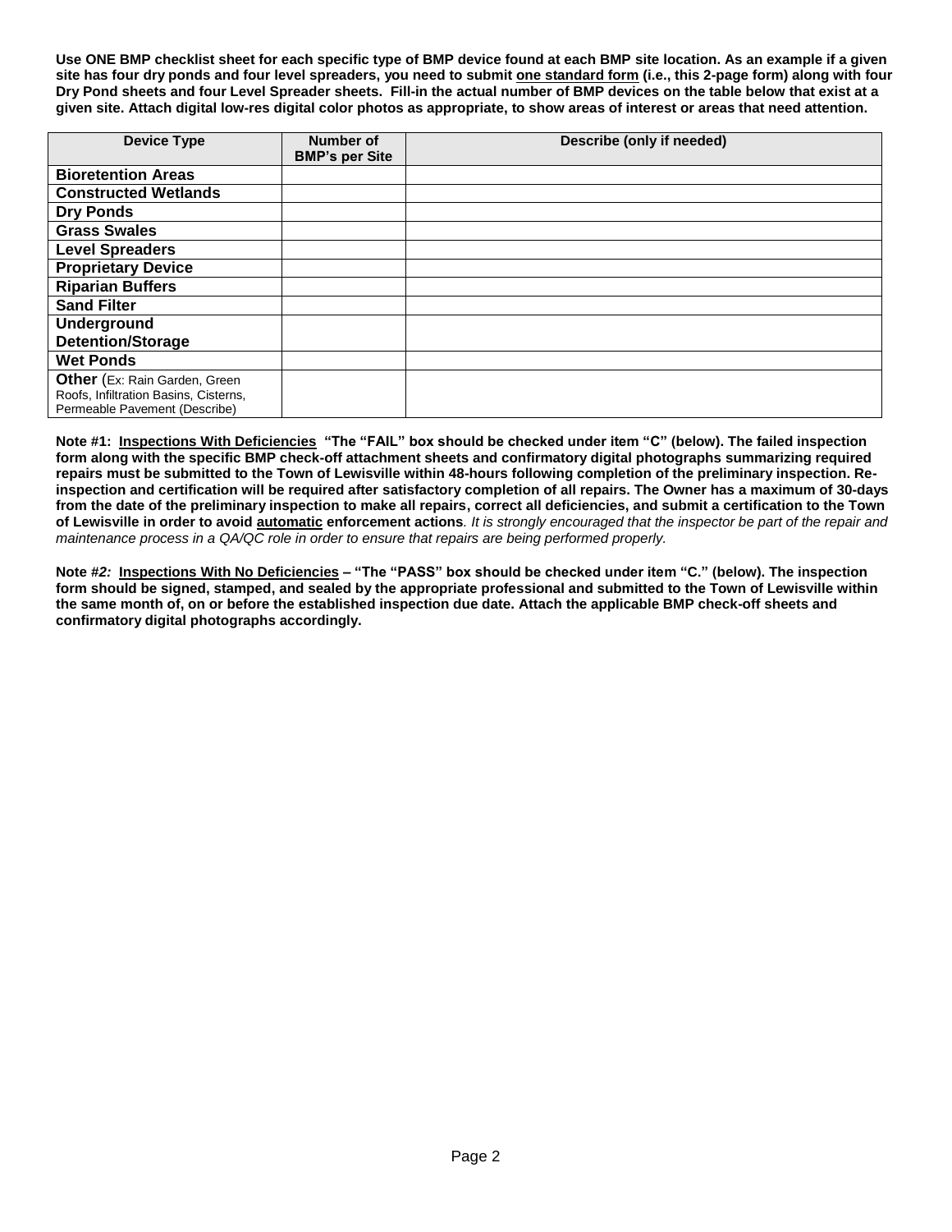**Use ONE BMP checklist sheet for each specific type of BMP device found at each BMP site location. As an example if a given site has four dry ponds and four level spreaders, you need to submit <u>one standard form</u> (i.e., this 2-page form) along with four Dry Pond sheets and four Level Spreader sheets. Fill-in the actual number of BMP devices on the table below that exist at a given site. Attach digital low-res digital color photos as appropriate, to show areas of interest or areas that need attention.**

| Device Type | Number of BMP's per Site | Describe (only if needed) |
|---|---|---|
| **Bioretention Areas** | | |
| **Constructed Wetlands** | | |
| **Dry Ponds** | | |
| **Grass Swales** | | |
| **Level Spreaders** | | |
| **Proprietary Device** | | |
| **Riparian Buffers** | | |
| **Sand Filter** | | |
| **Underground Detention/Storage** | | |
| **Wet Ponds** | | |
| **Other** (Ex: Rain Garden, Green Roofs, Infiltration Basins, Cisterns, Permeable Pavement (Describe) | | |

**Note #1: <u>Inspections With Deficiencies</u> "The "FAIL" box should be checked under item "C" (below). The failed inspection form along with the specific BMP check-off attachment sheets and confirmatory digital photographs summarizing required repairs must be submitted to the Town of Lewisville within 48-hours following completion of the preliminary inspection. Re-inspection and certification will be required after satisfactory completion of all repairs. The Owner has a maximum of 30-days from the date of the preliminary inspection to make all repairs, correct all deficiencies, and submit a certification to the Town of Lewisville in order to avoid <u>automatic</u> enforcement actions**. *It is strongly encouraged that the inspector be part of the repair and maintenance process in a QA/QC role in order to ensure that repairs are being performed properly.*

**Note #*2:* <u>Inspections With No Deficiencies</u> – "The "PASS" box should be checked under item "C." (below). The inspection form should be signed, stamped, and sealed by the appropriate professional and submitted to the Town of Lewisville within the same month of, on or before the established inspection due date. Attach the applicable BMP check-off sheets and confirmatory digital photographs accordingly.**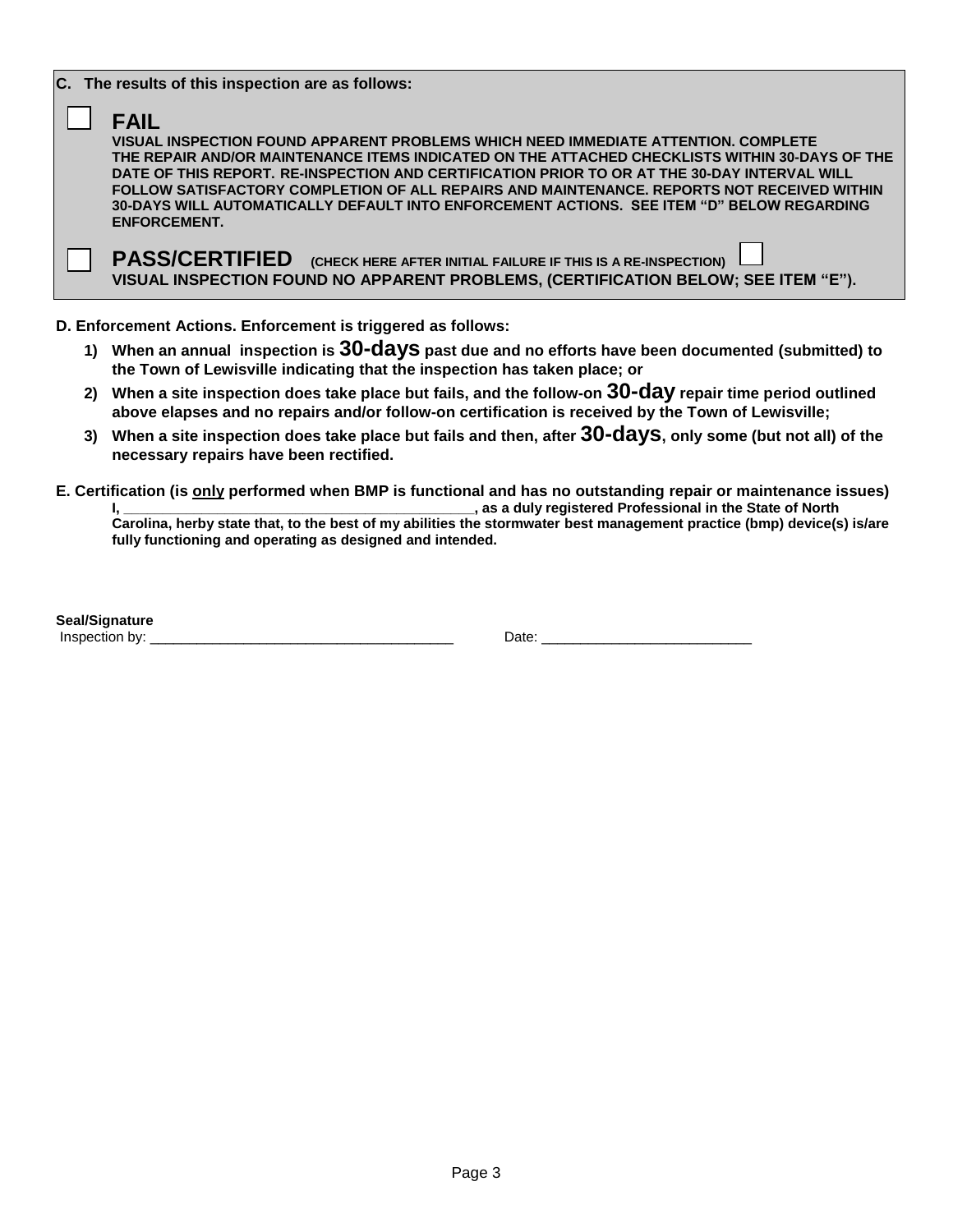**C. The results of this inspection are as follows:**

☐ **FAIL**

**VISUAL INSPECTION FOUND APPARENT PROBLEMS WHICH NEED IMMEDIATE ATTENTION. COMPLETE THE REPAIR AND/OR MAINTENANCE ITEMS INDICATED ON THE ATTACHED CHECKLISTS WITHIN 30-DAYS OF THE DATE OF THIS REPORT. RE-INSPECTION AND CERTIFICATION PRIOR TO OR AT THE 30-DAY INTERVAL WILL FOLLOW SATISFACTORY COMPLETION OF ALL REPAIRS AND MAINTENANCE. REPORTS NOT RECEIVED WITHIN 30-DAYS WILL AUTOMATICALLY DEFAULT INTO ENFORCEMENT ACTIONS. SEE ITEM "D" BELOW REGARDING ENFORCEMENT.**

☐ **PASS/CERTIFIED** **(CHECK HERE AFTER INITIAL FAILURE IF THIS IS A RE-INSPECTION)** ☐

**VISUAL INSPECTION FOUND NO APPARENT PROBLEMS, (CERTIFICATION BELOW; SEE ITEM "E").**

**D. Enforcement Actions. Enforcement is triggered as follows:**

1) **When an annual inspection is 30-days past due and no efforts have been documented (submitted) to the Town of Lewisville indicating that the inspection has taken place; or**
2) **When a site inspection does take place but fails, and the follow-on 30-day repair time period outlined above elapses and no repairs and/or follow-on certification is received by the Town of Lewisville;**
3) **When a site inspection does take place but fails and then, after 30-days, only some (but not all) of the necessary repairs have been rectified.**

**E. Certification (is <u>only</u> performed when BMP is functional and has no outstanding repair or maintenance issues)**

**I, ____________________________________________, as a duly registered Professional in the State of North Carolina, herby state that, to the best of my abilities the stormwater best management practice (bmp) device(s) is/are fully functioning and operating as designed and intended.**

**Seal/Signature**

Inspection by: _______________________________________ Date: ___________________________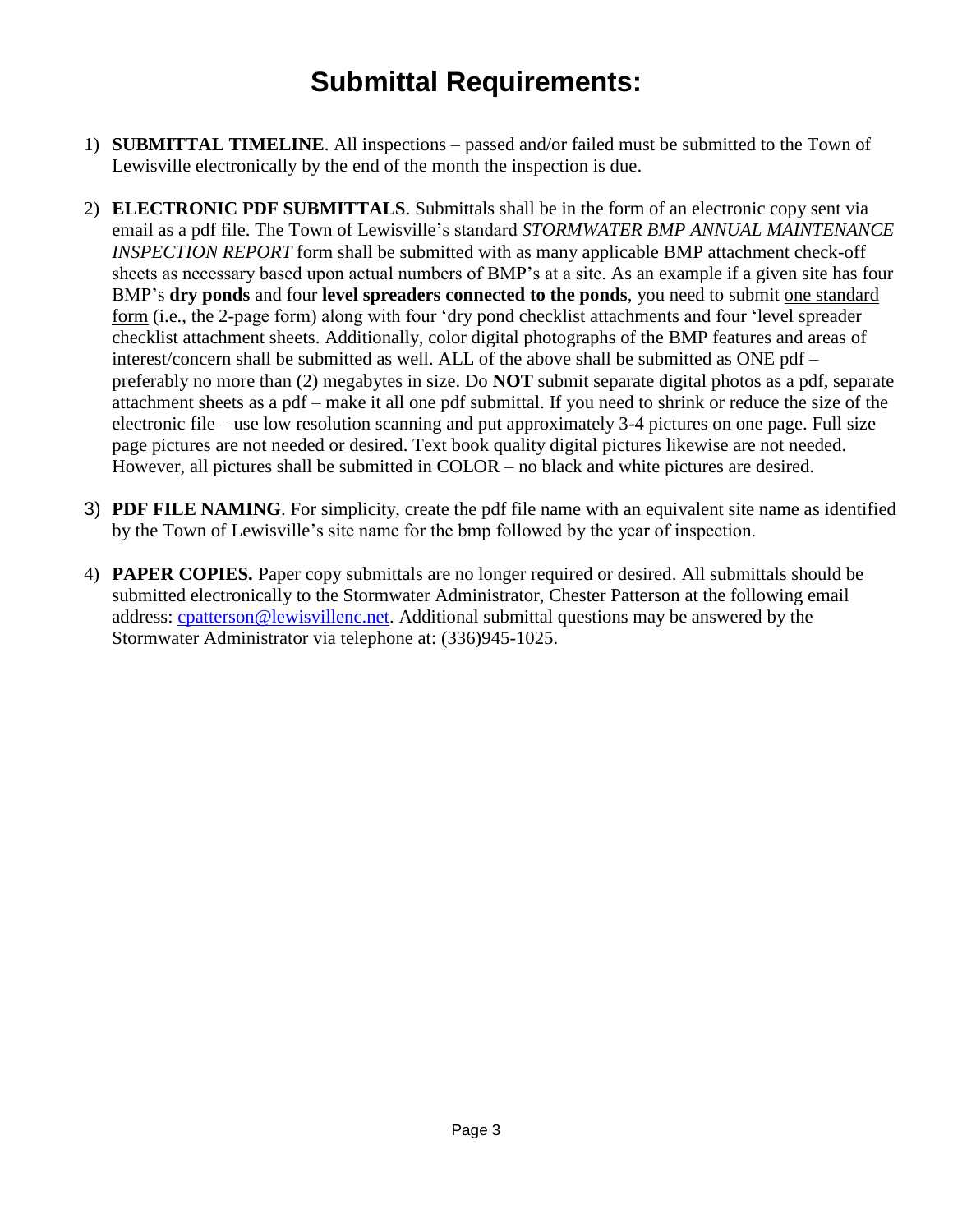# Submittal Requirements:

1) **SUBMITTAL TIMELINE**. All inspections – passed and/or failed must be submitted to the Town of Lewisville electronically by the end of the month the inspection is due.

2) **ELECTRONIC PDF SUBMITTALS**. Submittals shall be in the form of an electronic copy sent via email as a pdf file. The Town of Lewisville's standard *STORMWATER BMP ANNUAL MAINTENANCE INSPECTION REPORT* form shall be submitted with as many applicable BMP attachment check-off sheets as necessary based upon actual numbers of BMP's at a site. As an example if a given site has four BMP's **dry ponds** and four **level spreaders connected to the ponds**, you need to submit one standard form (i.e., the 2-page form) along with four 'dry pond checklist attachments and four 'level spreader checklist attachment sheets. Additionally, color digital photographs of the BMP features and areas of interest/concern shall be submitted as well. ALL of the above shall be submitted as ONE pdf – preferably no more than (2) megabytes in size. Do **NOT** submit separate digital photos as a pdf, separate attachment sheets as a pdf – make it all one pdf submittal. If you need to shrink or reduce the size of the electronic file – use low resolution scanning and put approximately 3-4 pictures on one page. Full size page pictures are not needed or desired. Text book quality digital pictures likewise are not needed. However, all pictures shall be submitted in COLOR – no black and white pictures are desired.

3) **PDF FILE NAMING**. For simplicity, create the pdf file name with an equivalent site name as identified by the Town of Lewisville's site name for the bmp followed by the year of inspection.

4) **PAPER COPIES.** Paper copy submittals are no longer required or desired. All submittals should be submitted electronically to the Stormwater Administrator, Chester Patterson at the following email address: cpatterson@lewisvillenc.net. Additional submittal questions may be answered by the Stormwater Administrator via telephone at: (336)945-1025.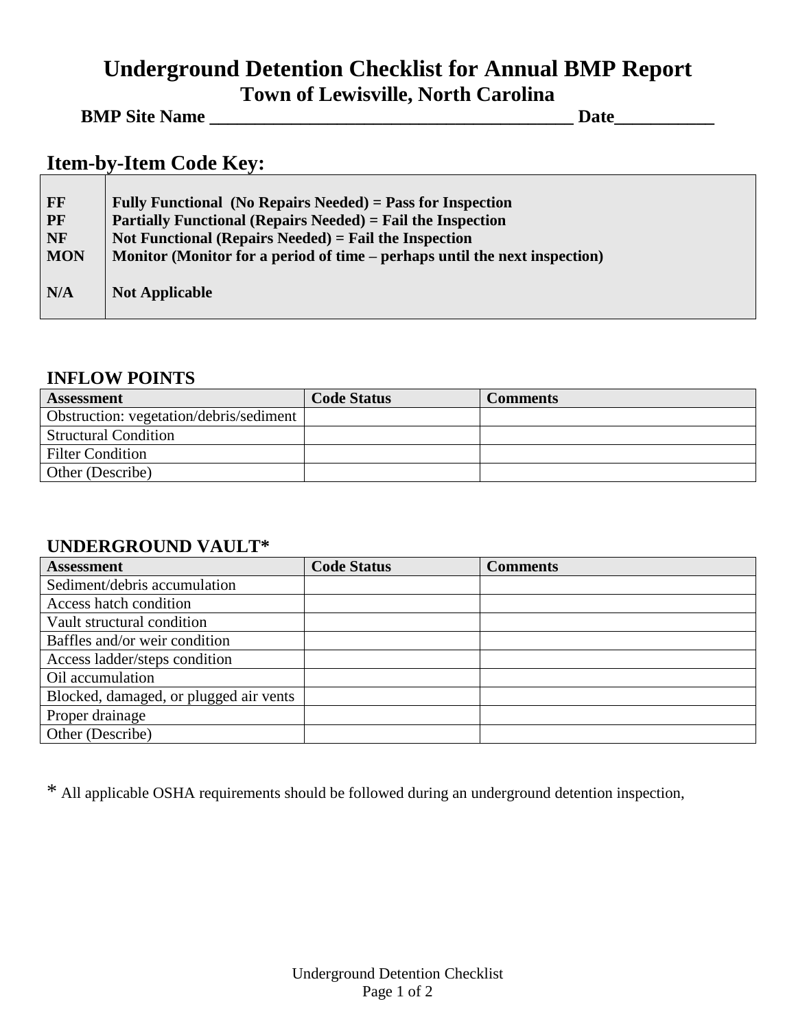# Underground Detention Checklist for Annual BMP Report

## Town of Lewisville, North Carolina

**BMP Site Name ________________________________________ Date___________**

## Item-by-Item Code Key:

| | |
|---|---|
| **FF** | **Fully Functional (No Repairs Needed) = Pass for Inspection** |
| **PF** | **Partially Functional (Repairs Needed) = Fail the Inspection** |
| **NF** | **Not Functional (Repairs Needed) = Fail the Inspection** |
| **MON** | **Monitor (Monitor for a period of time – perhaps until the next inspection)** |
| **N/A** | **Not Applicable** |

### INFLOW POINTS

| Assessment | Code Status | Comments |
|---|---|---|
| Obstruction: vegetation/debris/sediment | | |
| Structural Condition | | |
| Filter Condition | | |
| Other (Describe) | | |

### UNDERGROUND VAULT*

| Assessment | Code Status | Comments |
|---|---|---|
| Sediment/debris accumulation | | |
| Access hatch condition | | |
| Vault structural condition | | |
| Baffles and/or weir condition | | |
| Access ladder/steps condition | | |
| Oil accumulation | | |
| Blocked, damaged, or plugged air vents | | |
| Proper drainage | | |
| Other (Describe) | | |

* All applicable OSHA requirements should be followed during an underground detention inspection,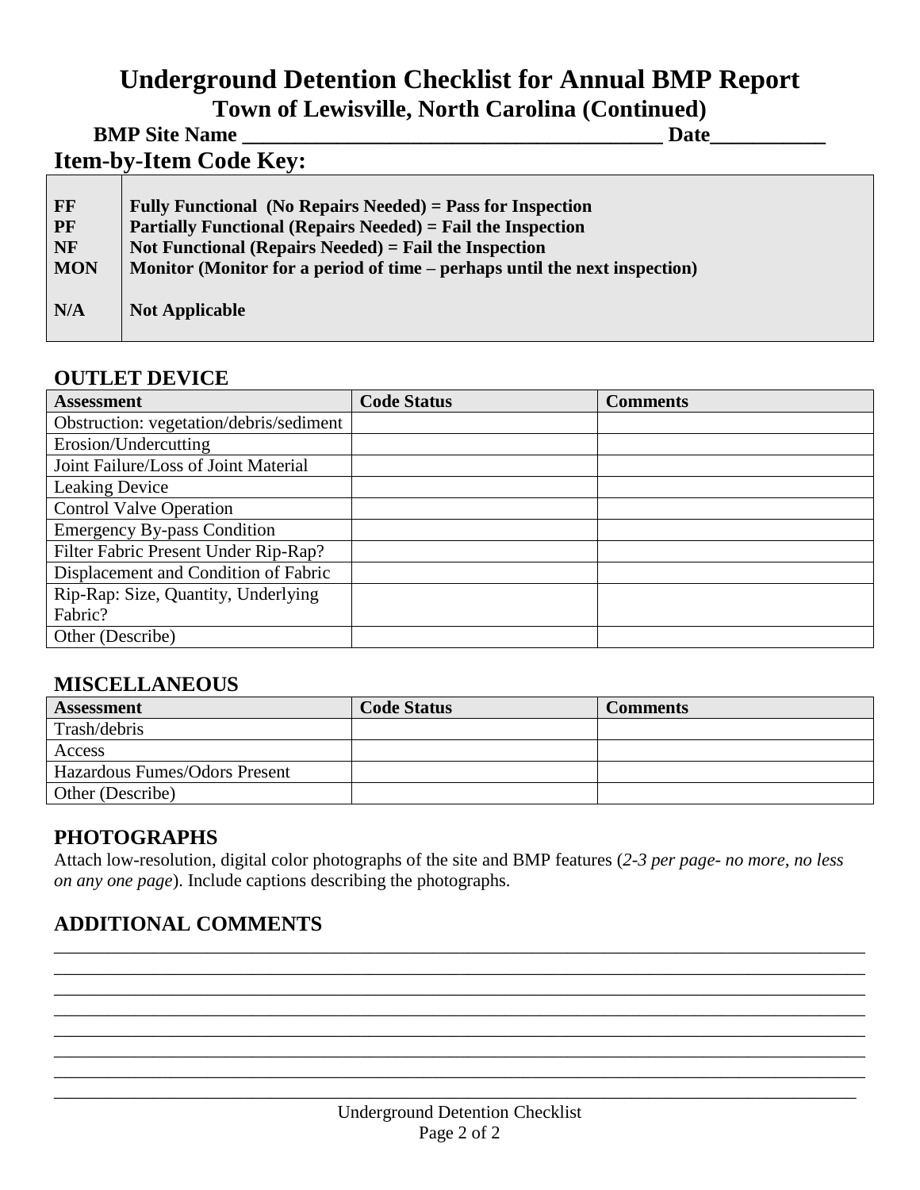# Underground Detention Checklist for Annual BMP Report

## Town of Lewisville, North Carolina (Continued)

**BMP Site Name ________________________________________ Date___________**

## Item-by-Item Code Key:

| | |
|---|---|
| **FF** | **Fully Functional (No Repairs Needed) = Pass for Inspection** |
| **PF** | **Partially Functional (Repairs Needed) = Fail the Inspection** |
| **NF** | **Not Functional (Repairs Needed) = Fail the Inspection** |
| **MON** | **Monitor (Monitor for a period of time – perhaps until the next inspection)** |
| **N/A** | **Not Applicable** |

## OUTLET DEVICE

| Assessment | Code Status | Comments |
|---|---|---|
| Obstruction: vegetation/debris/sediment | | |
| Erosion/Undercutting | | |
| Joint Failure/Loss of Joint Material | | |
| Leaking Device | | |
| Control Valve Operation | | |
| Emergency By-pass Condition | | |
| Filter Fabric Present Under Rip-Rap? | | |
| Displacement and Condition of Fabric | | |
| Rip-Rap: Size, Quantity, Underlying Fabric? | | |
| Other (Describe) | | |

## MISCELLANEOUS

| Assessment | Code Status | Comments |
|---|---|---|
| Trash/debris | | |
| Access | | |
| Hazardous Fumes/Odors Present | | |
| Other (Describe) | | |

## PHOTOGRAPHS

Attach low-resolution, digital color photographs of the site and BMP features (*2-3 per page- no more, no less on any one page*). Include captions describing the photographs.

## ADDITIONAL COMMENTS

______________________________________________________________________________
______________________________________________________________________________
______________________________________________________________________________
______________________________________________________________________________
______________________________________________________________________________
______________________________________________________________________________
______________________________________________________________________________
______________________________________________________________________________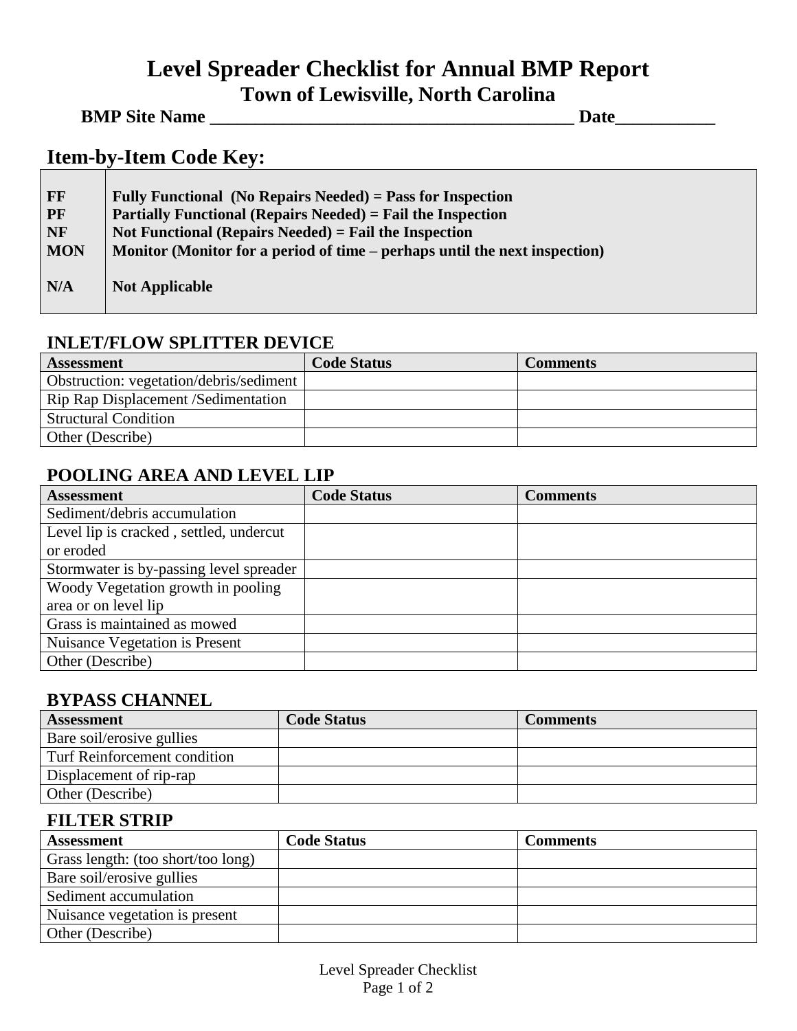# Level Spreader Checklist for Annual BMP Report

## Town of Lewisville, North Carolina

**BMP Site Name _______________________________________ Date___________**

## Item-by-Item Code Key:

| | |
|---|---|
| **FF** | **Fully Functional (No Repairs Needed) = Pass for Inspection** |
| **PF** | **Partially Functional (Repairs Needed) = Fail the Inspection** |
| **NF** | **Not Functional (Repairs Needed) = Fail the Inspection** |
| **MON** | **Monitor (Monitor for a period of time – perhaps until the next inspection)** |
| **N/A** | **Not Applicable** |

### INLET/FLOW SPLITTER DEVICE

| Assessment | Code Status | Comments |
|---|---|---|
| Obstruction: vegetation/debris/sediment | | |
| Rip Rap Displacement /Sedimentation | | |
| Structural Condition | | |
| Other (Describe) | | |

### POOLING AREA AND LEVEL LIP

| Assessment | Code Status | Comments |
|---|---|---|
| Sediment/debris accumulation | | |
| Level lip is cracked , settled, undercut or eroded | | |
| Stormwater is by-passing level spreader | | |
| Woody Vegetation growth in pooling area or on level lip | | |
| Grass is maintained as mowed | | |
| Nuisance Vegetation is Present | | |
| Other (Describe) | | |

### BYPASS CHANNEL

| Assessment | Code Status | Comments |
|---|---|---|
| Bare soil/erosive gullies | | |
| Turf Reinforcement condition | | |
| Displacement of rip-rap | | |
| Other (Describe) | | |

### FILTER STRIP

| Assessment | Code Status | Comments |
|---|---|---|
| Grass length: (too short/too long) | | |
| Bare soil/erosive gullies | | |
| Sediment accumulation | | |
| Nuisance vegetation is present | | |
| Other (Describe) | | |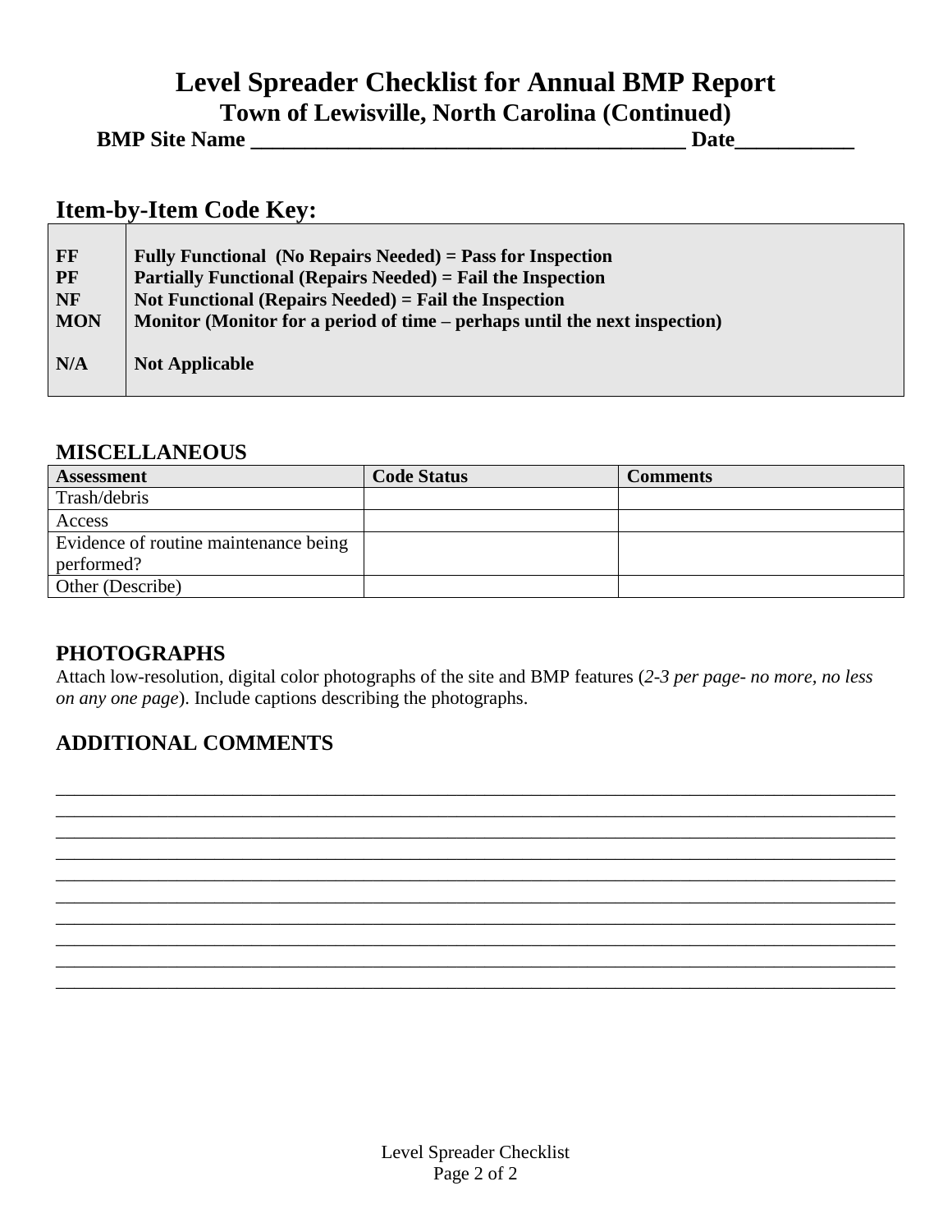# Level Spreader Checklist for Annual BMP Report

## Town of Lewisville, North Carolina (Continued)

**BMP Site Name ________________________________________ Date___________**

## Item-by-Item Code Key:

| | |
|---|---|
| **FF** | **Fully Functional (No Repairs Needed) = Pass for Inspection** |
| **PF** | **Partially Functional (Repairs Needed) = Fail the Inspection** |
| **NF** | **Not Functional (Repairs Needed) = Fail the Inspection** |
| **MON** | **Monitor (Monitor for a period of time – perhaps until the next inspection)** |
| **N/A** | **Not Applicable** |

## MISCELLANEOUS

| Assessment | Code Status | Comments |
|---|---|---|
| Trash/debris | | |
| Access | | |
| Evidence of routine maintenance being performed? | | |
| Other (Describe) | | |

## PHOTOGRAPHS

Attach low-resolution, digital color photographs of the site and BMP features (*2-3 per page- no more, no less on any one page*). Include captions describing the photographs.

## ADDITIONAL COMMENTS

__________________________________________________________________________________________
__________________________________________________________________________________________
__________________________________________________________________________________________
__________________________________________________________________________________________
__________________________________________________________________________________________
__________________________________________________________________________________________
__________________________________________________________________________________________
__________________________________________________________________________________________
__________________________________________________________________________________________
__________________________________________________________________________________________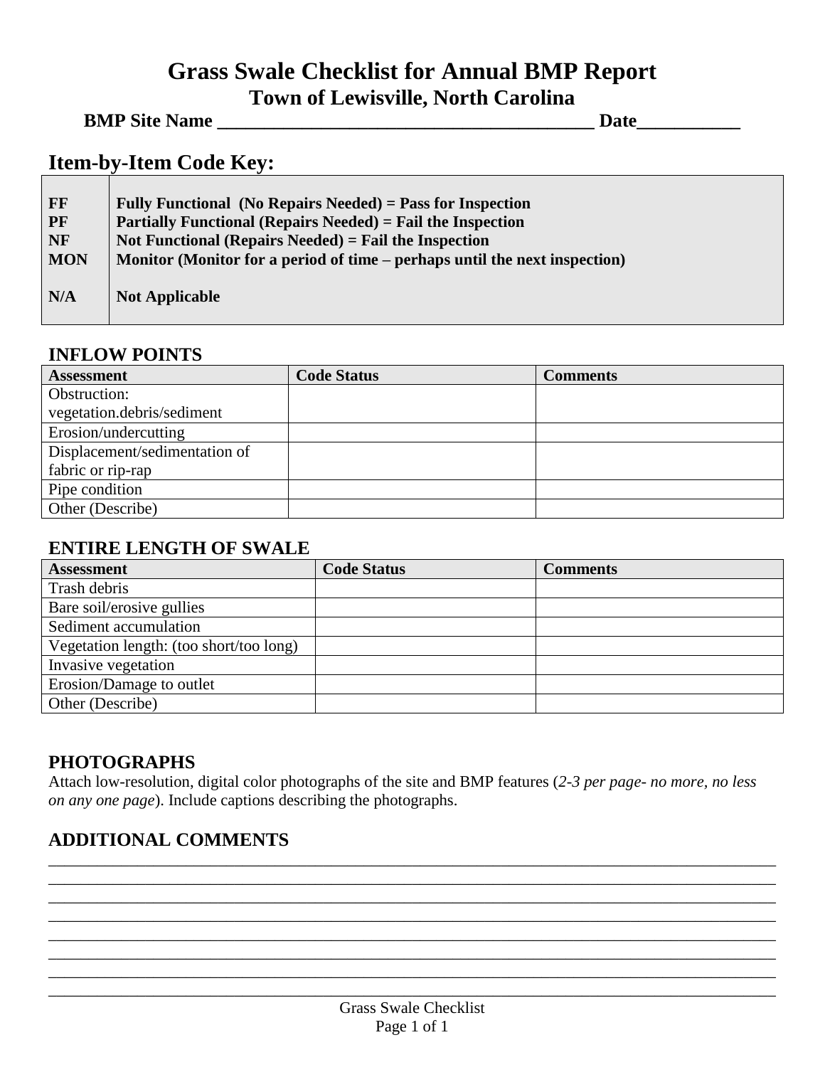# Grass Swale Checklist for Annual BMP Report

## Town of Lewisville, North Carolina

**BMP Site Name _________________________________________ Date___________**

## Item-by-Item Code Key:

| | |
|---|---|
| **FF** | **Fully Functional (No Repairs Needed) = Pass for Inspection** |
| **PF** | **Partially Functional (Repairs Needed) = Fail the Inspection** |
| **NF** | **Not Functional (Repairs Needed) = Fail the Inspection** |
| **MON** | **Monitor (Monitor for a period of time – perhaps until the next inspection)** |
| **N/A** | **Not Applicable** |

### INFLOW POINTS

| Assessment | Code Status | Comments |
|---|---|---|
| Obstruction: vegetation.debris/sediment | | |
| Erosion/undercutting | | |
| Displacement/sedimentation of fabric or rip-rap | | |
| Pipe condition | | |
| Other (Describe) | | |

### ENTIRE LENGTH OF SWALE

| Assessment | Code Status | Comments |
|---|---|---|
| Trash debris | | |
| Bare soil/erosive gullies | | |
| Sediment accumulation | | |
| Vegetation length: (too short/too long) | | |
| Invasive vegetation | | |
| Erosion/Damage to outlet | | |
| Other (Describe) | | |

### PHOTOGRAPHS

Attach low-resolution, digital color photographs of the site and BMP features (*2-3 per page- no more, no less on any one page*). Include captions describing the photographs.

### ADDITIONAL COMMENTS

________________________________________________________________________________
________________________________________________________________________________
________________________________________________________________________________
________________________________________________________________________________
________________________________________________________________________________
________________________________________________________________________________
________________________________________________________________________________
________________________________________________________________________________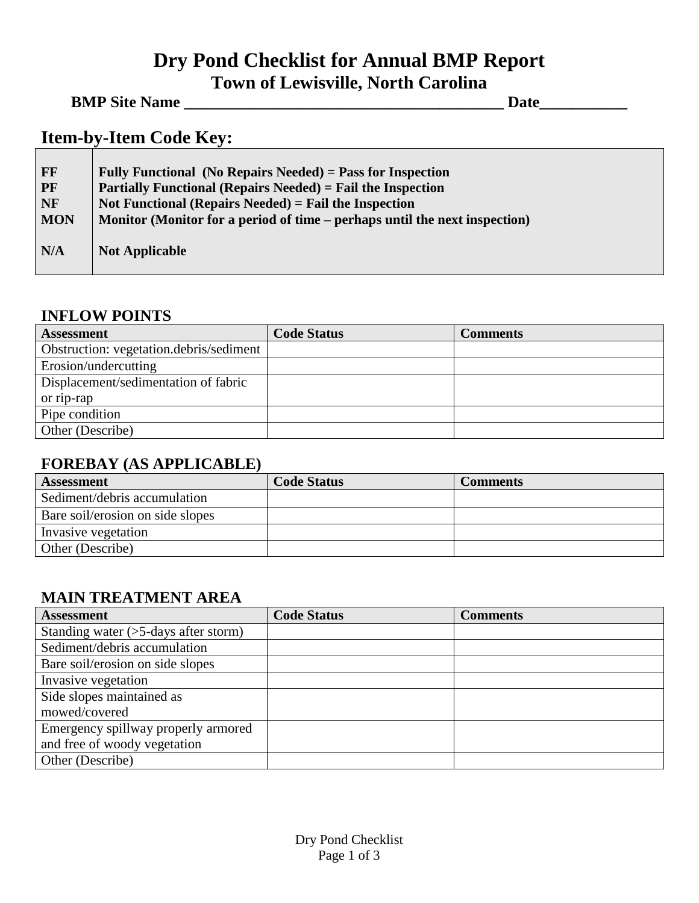# Dry Pond Checklist for Annual BMP Report

## Town of Lewisville, North Carolina

**BMP Site Name \_\_\_\_\_\_\_\_\_\_\_\_\_\_\_\_\_\_\_\_\_\_\_\_\_\_\_\_\_\_\_\_\_\_\_\_\_\_\_ Date\_\_\_\_\_\_\_\_\_\_\_**

## Item-by-Item Code Key:

| | |
|---|---|
| **FF** | **Fully Functional (No Repairs Needed) = Pass for Inspection** |
| **PF** | **Partially Functional (Repairs Needed) = Fail the Inspection** |
| **NF** | **Not Functional (Repairs Needed) = Fail the Inspection** |
| **MON** | **Monitor (Monitor for a period of time – perhaps until the next inspection)** |
| **N/A** | **Not Applicable** |

### INFLOW POINTS

| Assessment | Code Status | Comments |
|---|---|---|
| Obstruction: vegetation.debris/sediment | | |
| Erosion/undercutting | | |
| Displacement/sedimentation of fabric or rip-rap | | |
| Pipe condition | | |
| Other (Describe) | | |

### FOREBAY (AS APPLICABLE)

| Assessment | Code Status | Comments |
|---|---|---|
| Sediment/debris accumulation | | |
| Bare soil/erosion on side slopes | | |
| Invasive vegetation | | |
| Other (Describe) | | |

### MAIN TREATMENT AREA

| Assessment | Code Status | Comments |
|---|---|---|
| Standing water (>5-days after storm) | | |
| Sediment/debris accumulation | | |
| Bare soil/erosion on side slopes | | |
| Invasive vegetation | | |
| Side slopes maintained as mowed/covered | | |
| Emergency spillway properly armored and free of woody vegetation | | |
| Other (Describe) | | |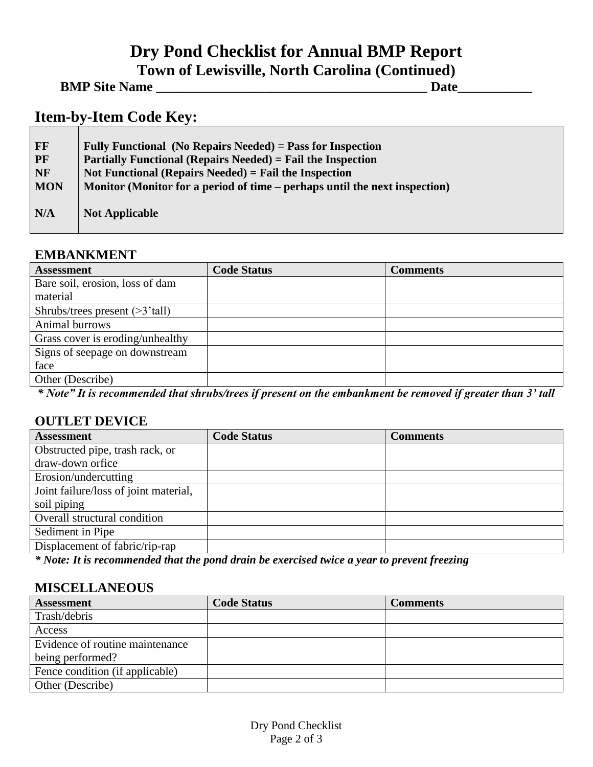# Dry Pond Checklist for Annual BMP Report

## Town of Lewisville, North Carolina (Continued)

**BMP Site Name ________________________________________ Date___________**

## Item-by-Item Code Key:

| | |
|---|---|
| **FF** | **Fully Functional (No Repairs Needed) = Pass for Inspection** |
| **PF** | **Partially Functional (Repairs Needed) = Fail the Inspection** |
| **NF** | **Not Functional (Repairs Needed) = Fail the Inspection** |
| **MON** | **Monitor (Monitor for a period of time – perhaps until the next inspection)** |
| **N/A** | **Not Applicable** |

### EMBANKMENT

| Assessment | Code Status | Comments |
|---|---|---|
| Bare soil, erosion, loss of dam material | | |
| Shrubs/trees present (>3'tall) | | |
| Animal burrows | | |
| Grass cover is eroding/unhealthy | | |
| Signs of seepage on downstream face | | |
| Other (Describe) | | |

***\* Note" It is recommended that shrubs/trees if present on the embankment be removed if greater than 3' tall***

### OUTLET DEVICE

| Assessment | Code Status | Comments |
|---|---|---|
| Obstructed pipe, trash rack, or draw-down orfice | | |
| Erosion/undercutting | | |
| Joint failure/loss of joint material, soil piping | | |
| Overall structural condition | | |
| Sediment in Pipe | | |
| Displacement of fabric/rip-rap | | |

***\* Note: It is recommended that the pond drain be exercised twice a year to prevent freezing***

### MISCELLANEOUS

| Assessment | Code Status | Comments |
|---|---|---|
| Trash/debris | | |
| Access | | |
| Evidence of routine maintenance being performed? | | |
| Fence condition (if applicable) | | |
| Other (Describe) | | |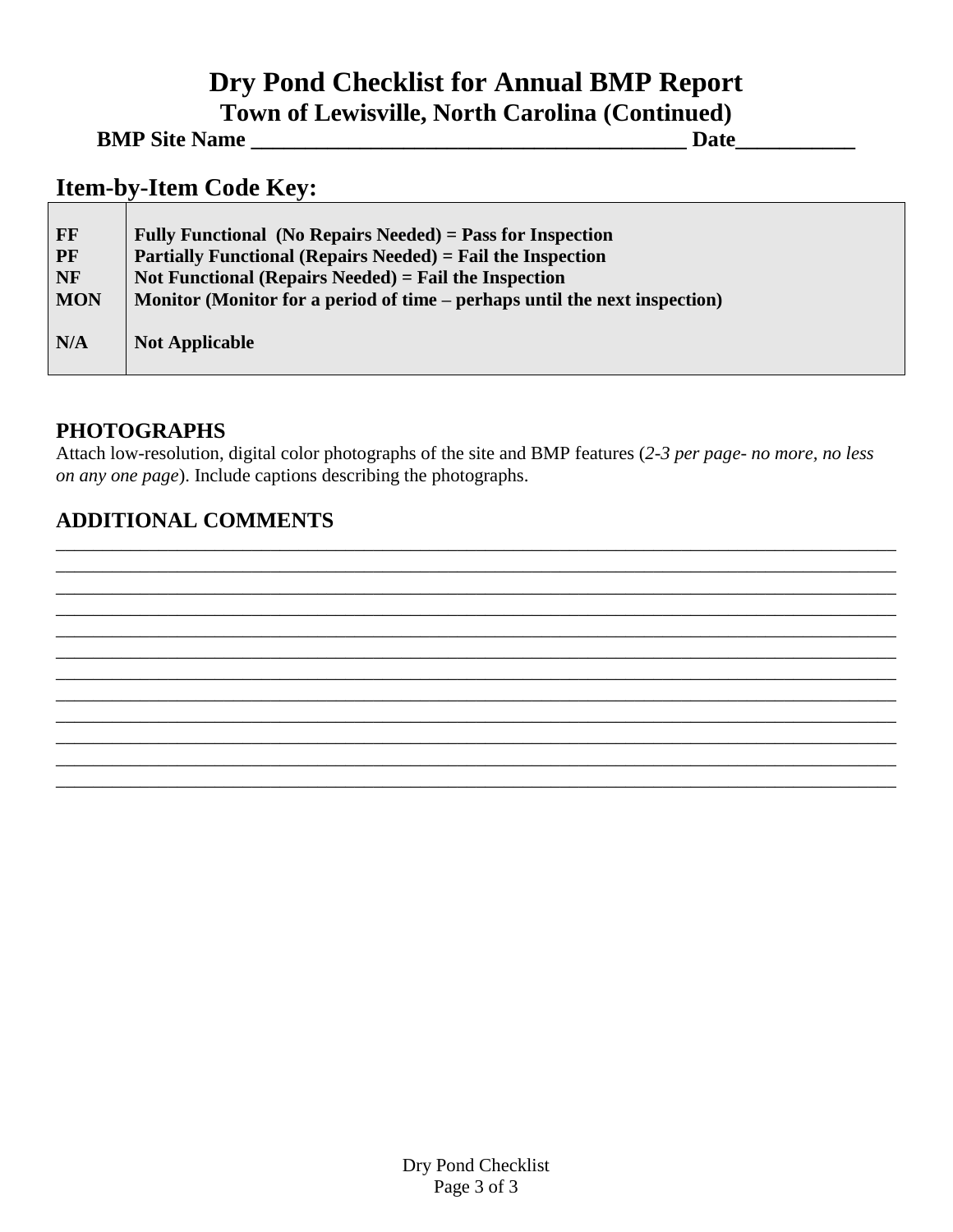# Dry Pond Checklist for Annual BMP Report

## Town of Lewisville, North Carolina (Continued)

**BMP Site Name ________________________________________ Date___________**

## Item-by-Item Code Key:

| | |
|---|---|
| **FF** | **Fully Functional (No Repairs Needed) = Pass for Inspection** |
| **PF** | **Partially Functional (Repairs Needed) = Fail the Inspection** |
| **NF** | **Not Functional (Repairs Needed) = Fail the Inspection** |
| **MON** | **Monitor (Monitor for a period of time – perhaps until the next inspection)** |
| **N/A** | **Not Applicable** |

### PHOTOGRAPHS

Attach low-resolution, digital color photographs of the site and BMP features (*2-3 per page- no more, no less on any one page*). Include captions describing the photographs.

### ADDITIONAL COMMENTS

________________________________________________________________________________
________________________________________________________________________________
________________________________________________________________________________
________________________________________________________________________________
________________________________________________________________________________
________________________________________________________________________________
________________________________________________________________________________
________________________________________________________________________________
________________________________________________________________________________
________________________________________________________________________________
________________________________________________________________________________
________________________________________________________________________________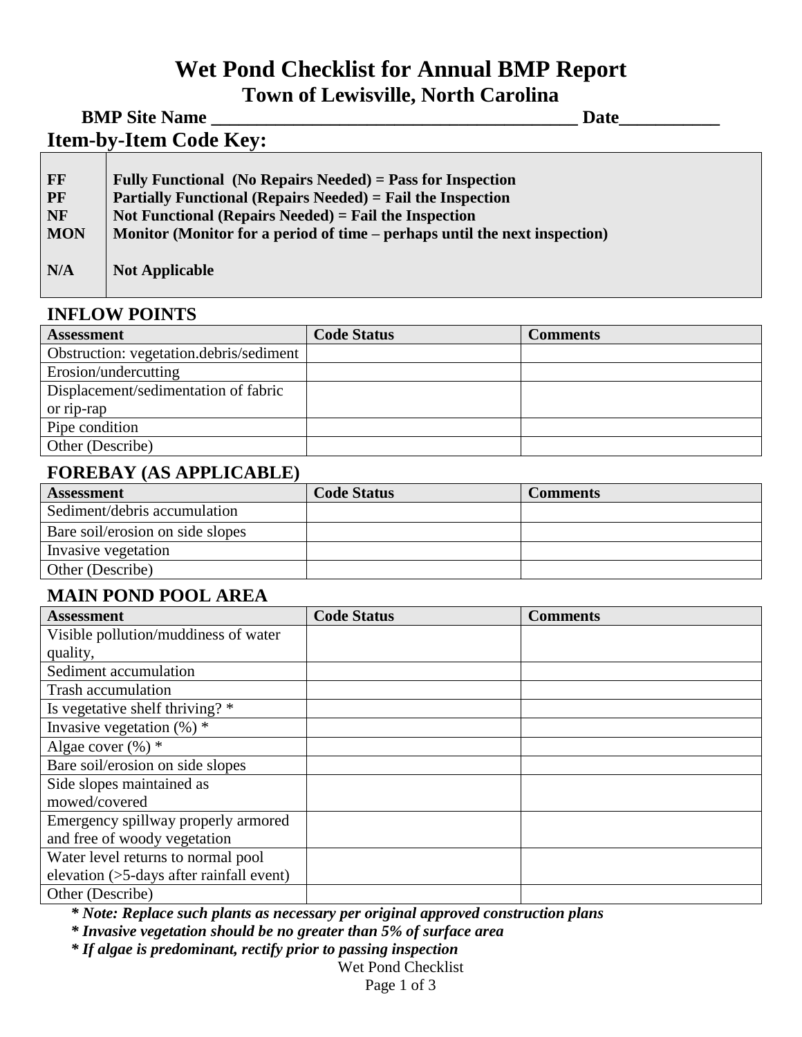# Wet Pond Checklist for Annual BMP Report

## Town of Lewisville, North Carolina

**BMP Site Name ________________________________________ Date___________**

## Item-by-Item Code Key:

| | |
|---|---|
| **FF** | **Fully Functional (No Repairs Needed) = Pass for Inspection** |
| **PF** | **Partially Functional (Repairs Needed) = Fail the Inspection** |
| **NF** | **Not Functional (Repairs Needed) = Fail the Inspection** |
| **MON** | **Monitor (Monitor for a period of time – perhaps until the next inspection)** |
| **N/A** | **Not Applicable** |

### INFLOW POINTS

| Assessment | Code Status | Comments |
|---|---|---|
| Obstruction: vegetation.debris/sediment | | |
| Erosion/undercutting | | |
| Displacement/sedimentation of fabric or rip-rap | | |
| Pipe condition | | |
| Other (Describe) | | |

### FOREBAY (AS APPLICABLE)

| Assessment | Code Status | Comments |
|---|---|---|
| Sediment/debris accumulation | | |
| Bare soil/erosion on side slopes | | |
| Invasive vegetation | | |
| Other (Describe) | | |

### MAIN POND POOL AREA

| Assessment | Code Status | Comments |
|---|---|---|
| Visible pollution/muddiness of water quality, | | |
| Sediment accumulation | | |
| Trash accumulation | | |
| Is vegetative shelf thriving? * | | |
| Invasive vegetation (%) * | | |
| Algae cover (%) * | | |
| Bare soil/erosion on side slopes | | |
| Side slopes maintained as mowed/covered | | |
| Emergency spillway properly armored and free of woody vegetation | | |
| Water level returns to normal pool elevation (>5-days after rainfall event) | | |
| Other (Describe) | | |

***\* Note: Replace such plants as necessary per original approved construction plans***

***\* Invasive vegetation should be no greater than 5% of surface area***

***\* If algae is predominant, rectify prior to passing inspection***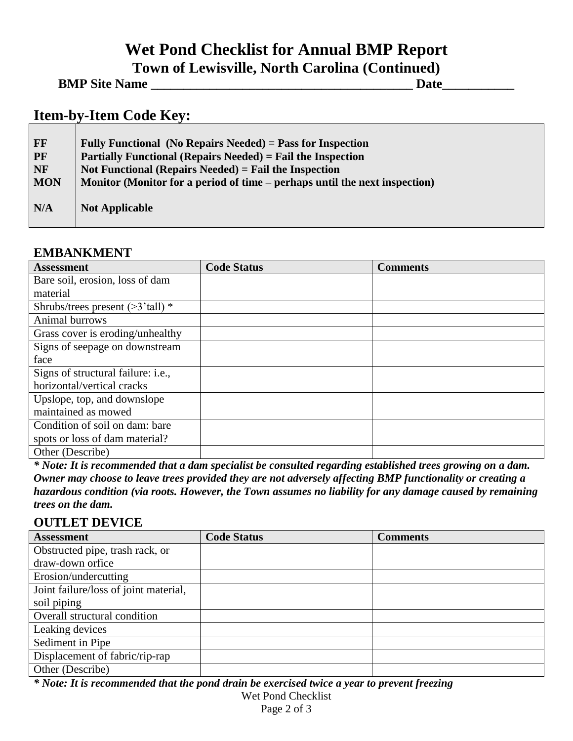# Wet Pond Checklist for Annual BMP Report

## Town of Lewisville, North Carolina (Continued)

**BMP Site Name _______________________________________ Date___________**

## Item-by-Item Code Key:

| | |
|---|---|
| **FF** | **Fully Functional (No Repairs Needed) = Pass for Inspection** |
| **PF** | **Partially Functional (Repairs Needed) = Fail the Inspection** |
| **NF** | **Not Functional (Repairs Needed) = Fail the Inspection** |
| **MON** | **Monitor (Monitor for a period of time – perhaps until the next inspection)** |
| **N/A** | **Not Applicable** |

### EMBANKMENT

| Assessment | Code Status | Comments |
|---|---|---|
| Bare soil, erosion, loss of dam material | | |
| Shrubs/trees present (>3'tall) * | | |
| Animal burrows | | |
| Grass cover is eroding/unhealthy | | |
| Signs of seepage on downstream face | | |
| Signs of structural failure: i.e., horizontal/vertical cracks | | |
| Upslope, top, and downslope maintained as mowed | | |
| Condition of soil on dam: bare spots or loss of dam material? | | |
| Other (Describe) | | |

***\* Note: It is recommended that a dam specialist be consulted regarding established trees growing on a dam. Owner may choose to leave trees provided they are not adversely affecting BMP functionality or creating a hazardous condition (via roots. However, the Town assumes no liability for any damage caused by remaining trees on the dam.***

### OUTLET DEVICE

| Assessment | Code Status | Comments |
|---|---|---|
| Obstructed pipe, trash rack, or draw-down orfice | | |
| Erosion/undercutting | | |
| Joint failure/loss of joint material, soil piping | | |
| Overall structural condition | | |
| Leaking devices | | |
| Sediment in Pipe | | |
| Displacement of fabric/rip-rap | | |
| Other (Describe) | | |

***\* Note: It is recommended that the pond drain be exercised twice a year to prevent freezing***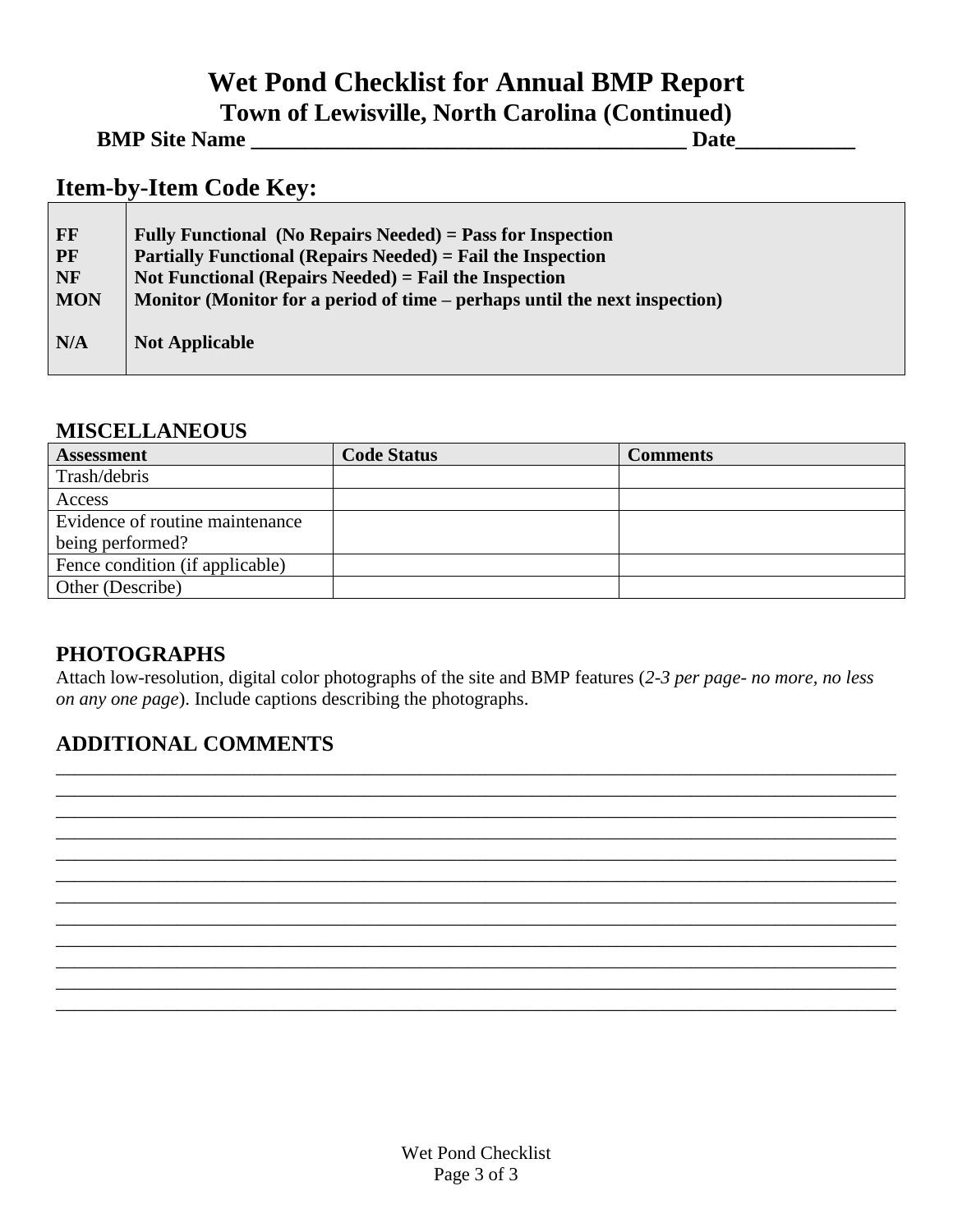# Wet Pond Checklist for Annual BMP Report

## Town of Lewisville, North Carolina (Continued)

**BMP Site Name \_\_\_\_\_\_\_\_\_\_\_\_\_\_\_\_\_\_\_\_\_\_\_\_\_\_\_\_\_\_\_\_\_\_\_\_\_\_\_\_ Date\_\_\_\_\_\_\_\_\_\_\_**

## Item-by-Item Code Key:

| | |
|---|---|
| **FF** | **Fully Functional (No Repairs Needed) = Pass for Inspection** |
| **PF** | **Partially Functional (Repairs Needed) = Fail the Inspection** |
| **NF** | **Not Functional (Repairs Needed) = Fail the Inspection** |
| **MON** | **Monitor (Monitor for a period of time – perhaps until the next inspection)** |
| **N/A** | **Not Applicable** |

### MISCELLANEOUS

| Assessment | Code Status | Comments |
|---|---|---|
| Trash/debris | | |
| Access | | |
| Evidence of routine maintenance being performed? | | |
| Fence condition (if applicable) | | |
| Other (Describe) | | |

### PHOTOGRAPHS

Attach low-resolution, digital color photographs of the site and BMP features (*2-3 per page- no more, no less on any one page*). Include captions describing the photographs.

### ADDITIONAL COMMENTS

\_\_\_\_\_\_\_\_\_\_\_\_\_\_\_\_\_\_\_\_\_\_\_\_\_\_\_\_\_\_\_\_\_\_\_\_\_\_\_\_\_\_\_\_\_\_\_\_\_\_\_\_\_\_\_\_\_\_\_\_\_\_\_\_\_\_\_\_\_\_\_\_\_\_\_\_\_\_\_\_\_\_\_\_\_\_
\_\_\_\_\_\_\_\_\_\_\_\_\_\_\_\_\_\_\_\_\_\_\_\_\_\_\_\_\_\_\_\_\_\_\_\_\_\_\_\_\_\_\_\_\_\_\_\_\_\_\_\_\_\_\_\_\_\_\_\_\_\_\_\_\_\_\_\_\_\_\_\_\_\_\_\_\_\_\_\_\_\_\_\_\_\_
\_\_\_\_\_\_\_\_\_\_\_\_\_\_\_\_\_\_\_\_\_\_\_\_\_\_\_\_\_\_\_\_\_\_\_\_\_\_\_\_\_\_\_\_\_\_\_\_\_\_\_\_\_\_\_\_\_\_\_\_\_\_\_\_\_\_\_\_\_\_\_\_\_\_\_\_\_\_\_\_\_\_\_\_\_\_
\_\_\_\_\_\_\_\_\_\_\_\_\_\_\_\_\_\_\_\_\_\_\_\_\_\_\_\_\_\_\_\_\_\_\_\_\_\_\_\_\_\_\_\_\_\_\_\_\_\_\_\_\_\_\_\_\_\_\_\_\_\_\_\_\_\_\_\_\_\_\_\_\_\_\_\_\_\_\_\_\_\_\_\_\_\_
\_\_\_\_\_\_\_\_\_\_\_\_\_\_\_\_\_\_\_\_\_\_\_\_\_\_\_\_\_\_\_\_\_\_\_\_\_\_\_\_\_\_\_\_\_\_\_\_\_\_\_\_\_\_\_\_\_\_\_\_\_\_\_\_\_\_\_\_\_\_\_\_\_\_\_\_\_\_\_\_\_\_\_\_\_\_
\_\_\_\_\_\_\_\_\_\_\_\_\_\_\_\_\_\_\_\_\_\_\_\_\_\_\_\_\_\_\_\_\_\_\_\_\_\_\_\_\_\_\_\_\_\_\_\_\_\_\_\_\_\_\_\_\_\_\_\_\_\_\_\_\_\_\_\_\_\_\_\_\_\_\_\_\_\_\_\_\_\_\_\_\_\_
\_\_\_\_\_\_\_\_\_\_\_\_\_\_\_\_\_\_\_\_\_\_\_\_\_\_\_\_\_\_\_\_\_\_\_\_\_\_\_\_\_\_\_\_\_\_\_\_\_\_\_\_\_\_\_\_\_\_\_\_\_\_\_\_\_\_\_\_\_\_\_\_\_\_\_\_\_\_\_\_\_\_\_\_\_\_
\_\_\_\_\_\_\_\_\_\_\_\_\_\_\_\_\_\_\_\_\_\_\_\_\_\_\_\_\_\_\_\_\_\_\_\_\_\_\_\_\_\_\_\_\_\_\_\_\_\_\_\_\_\_\_\_\_\_\_\_\_\_\_\_\_\_\_\_\_\_\_\_\_\_\_\_\_\_\_\_\_\_\_\_\_\_
\_\_\_\_\_\_\_\_\_\_\_\_\_\_\_\_\_\_\_\_\_\_\_\_\_\_\_\_\_\_\_\_\_\_\_\_\_\_\_\_\_\_\_\_\_\_\_\_\_\_\_\_\_\_\_\_\_\_\_\_\_\_\_\_\_\_\_\_\_\_\_\_\_\_\_\_\_\_\_\_\_\_\_\_\_\_
\_\_\_\_\_\_\_\_\_\_\_\_\_\_\_\_\_\_\_\_\_\_\_\_\_\_\_\_\_\_\_\_\_\_\_\_\_\_\_\_\_\_\_\_\_\_\_\_\_\_\_\_\_\_\_\_\_\_\_\_\_\_\_\_\_\_\_\_\_\_\_\_\_\_\_\_\_\_\_\_\_\_\_\_\_\_
\_\_\_\_\_\_\_\_\_\_\_\_\_\_\_\_\_\_\_\_\_\_\_\_\_\_\_\_\_\_\_\_\_\_\_\_\_\_\_\_\_\_\_\_\_\_\_\_\_\_\_\_\_\_\_\_\_\_\_\_\_\_\_\_\_\_\_\_\_\_\_\_\_\_\_\_\_\_\_\_\_\_\_\_\_\_
\_\_\_\_\_\_\_\_\_\_\_\_\_\_\_\_\_\_\_\_\_\_\_\_\_\_\_\_\_\_\_\_\_\_\_\_\_\_\_\_\_\_\_\_\_\_\_\_\_\_\_\_\_\_\_\_\_\_\_\_\_\_\_\_\_\_\_\_\_\_\_\_\_\_\_\_\_\_\_\_\_\_\_\_\_\_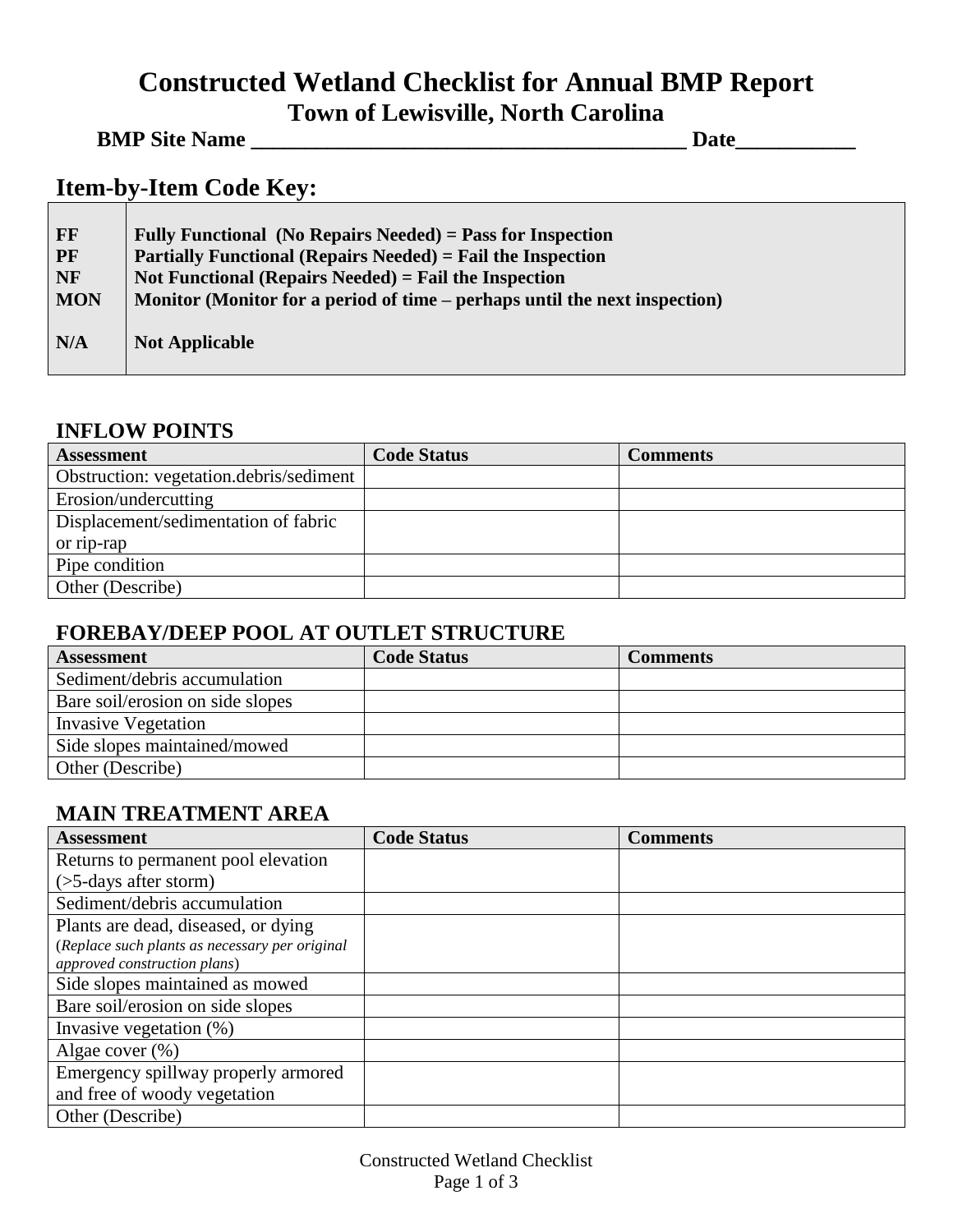# Constructed Wetland Checklist for Annual BMP Report

## Town of Lewisville, North Carolina

**BMP Site Name _______________________________________ Date___________**

## Item-by-Item Code Key:

| | |
|---|---|
| **FF** | **Fully Functional (No Repairs Needed) = Pass for Inspection** |
| **PF** | **Partially Functional (Repairs Needed) = Fail the Inspection** |
| **NF** | **Not Functional (Repairs Needed) = Fail the Inspection** |
| **MON** | **Monitor (Monitor for a period of time – perhaps until the next inspection)** |
| **N/A** | **Not Applicable** |

### INFLOW POINTS

| Assessment | Code Status | Comments |
|---|---|---|
| Obstruction: vegetation.debris/sediment | | |
| Erosion/undercutting | | |
| Displacement/sedimentation of fabric or rip-rap | | |
| Pipe condition | | |
| Other (Describe) | | |

### FOREBAY/DEEP POOL AT OUTLET STRUCTURE

| Assessment | Code Status | Comments |
|---|---|---|
| Sediment/debris accumulation | | |
| Bare soil/erosion on side slopes | | |
| Invasive Vegetation | | |
| Side slopes maintained/mowed | | |
| Other (Describe) | | |

### MAIN TREATMENT AREA

| Assessment | Code Status | Comments |
|---|---|---|
| Returns to permanent pool elevation (>5-days after storm) | | |
| Sediment/debris accumulation | | |
| Plants are dead, diseased, or dying (*Replace such plants as necessary per original approved construction plans*) | | |
| Side slopes maintained as mowed | | |
| Bare soil/erosion on side slopes | | |
| Invasive vegetation (%) | | |
| Algae cover (%) | | |
| Emergency spillway properly armored and free of woody vegetation | | |
| Other (Describe) | | |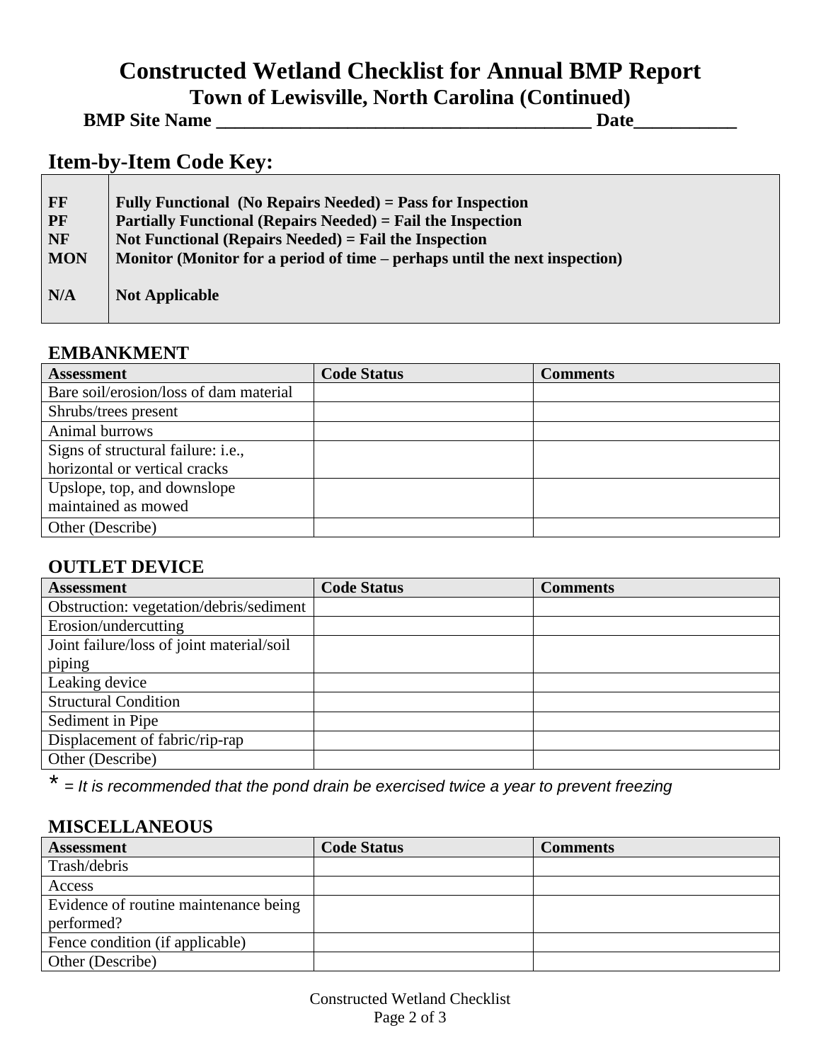# Constructed Wetland Checklist for Annual BMP Report

## Town of Lewisville, North Carolina (Continued)

**BMP Site Name ________________________________________ Date___________**

## Item-by-Item Code Key:

| | |
|---|---|
| **FF** | **Fully Functional (No Repairs Needed) = Pass for Inspection** |
| **PF** | **Partially Functional (Repairs Needed) = Fail the Inspection** |
| **NF** | **Not Functional (Repairs Needed) = Fail the Inspection** |
| **MON** | **Monitor (Monitor for a period of time – perhaps until the next inspection)** |
| **N/A** | **Not Applicable** |

### EMBANKMENT

| Assessment | Code Status | Comments |
|---|---|---|
| Bare soil/erosion/loss of dam material | | |
| Shrubs/trees present | | |
| Animal burrows | | |
| Signs of structural failure: i.e., horizontal or vertical cracks | | |
| Upslope, top, and downslope maintained as mowed | | |
| Other (Describe) | | |

### OUTLET DEVICE

| Assessment | Code Status | Comments |
|---|---|---|
| Obstruction: vegetation/debris/sediment | | |
| Erosion/undercutting | | |
| Joint failure/loss of joint material/soil piping | | |
| Leaking device | | |
| Structural Condition | | |
| Sediment in Pipe | | |
| Displacement of fabric/rip-rap | | |
| Other (Describe) | | |

\* = *It is recommended that the pond drain be exercised twice a year to prevent freezing*

### MISCELLANEOUS

| Assessment | Code Status | Comments |
|---|---|---|
| Trash/debris | | |
| Access | | |
| Evidence of routine maintenance being performed? | | |
| Fence condition (if applicable) | | |
| Other (Describe) | | |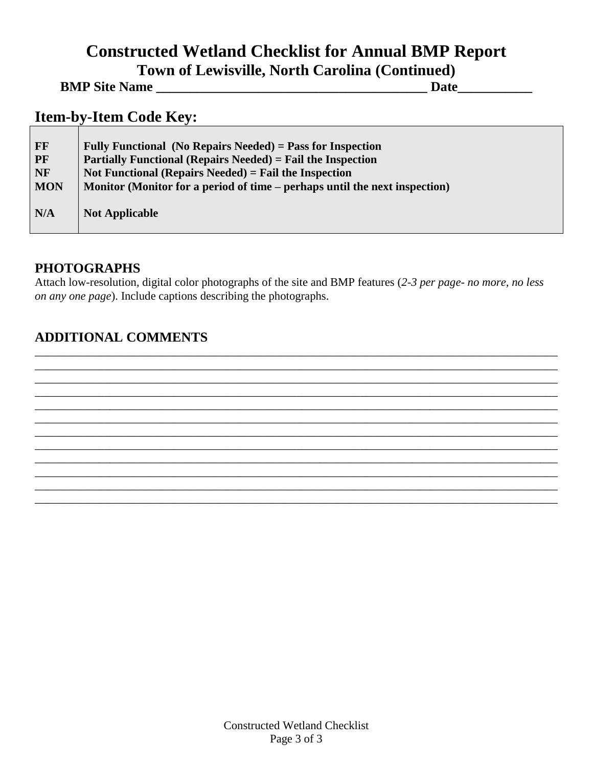# Constructed Wetland Checklist for Annual BMP Report

## Town of Lewisville, North Carolina (Continued)

**BMP Site Name ________________________________________ Date___________**

## Item-by-Item Code Key:

| | |
|---|---|
| **FF** | **Fully Functional (No Repairs Needed) = Pass for Inspection** |
| **PF** | **Partially Functional (Repairs Needed) = Fail the Inspection** |
| **NF** | **Not Functional (Repairs Needed) = Fail the Inspection** |
| **MON** | **Monitor (Monitor for a period of time – perhaps until the next inspection)** |
| **N/A** | **Not Applicable** |

### PHOTOGRAPHS

Attach low-resolution, digital color photographs of the site and BMP features (*2-3 per page- no more, no less on any one page*). Include captions describing the photographs.

### ADDITIONAL COMMENTS

________________________________________________________________________________
________________________________________________________________________________
________________________________________________________________________________
________________________________________________________________________________
________________________________________________________________________________
________________________________________________________________________________
________________________________________________________________________________
________________________________________________________________________________
________________________________________________________________________________
________________________________________________________________________________
________________________________________________________________________________
________________________________________________________________________________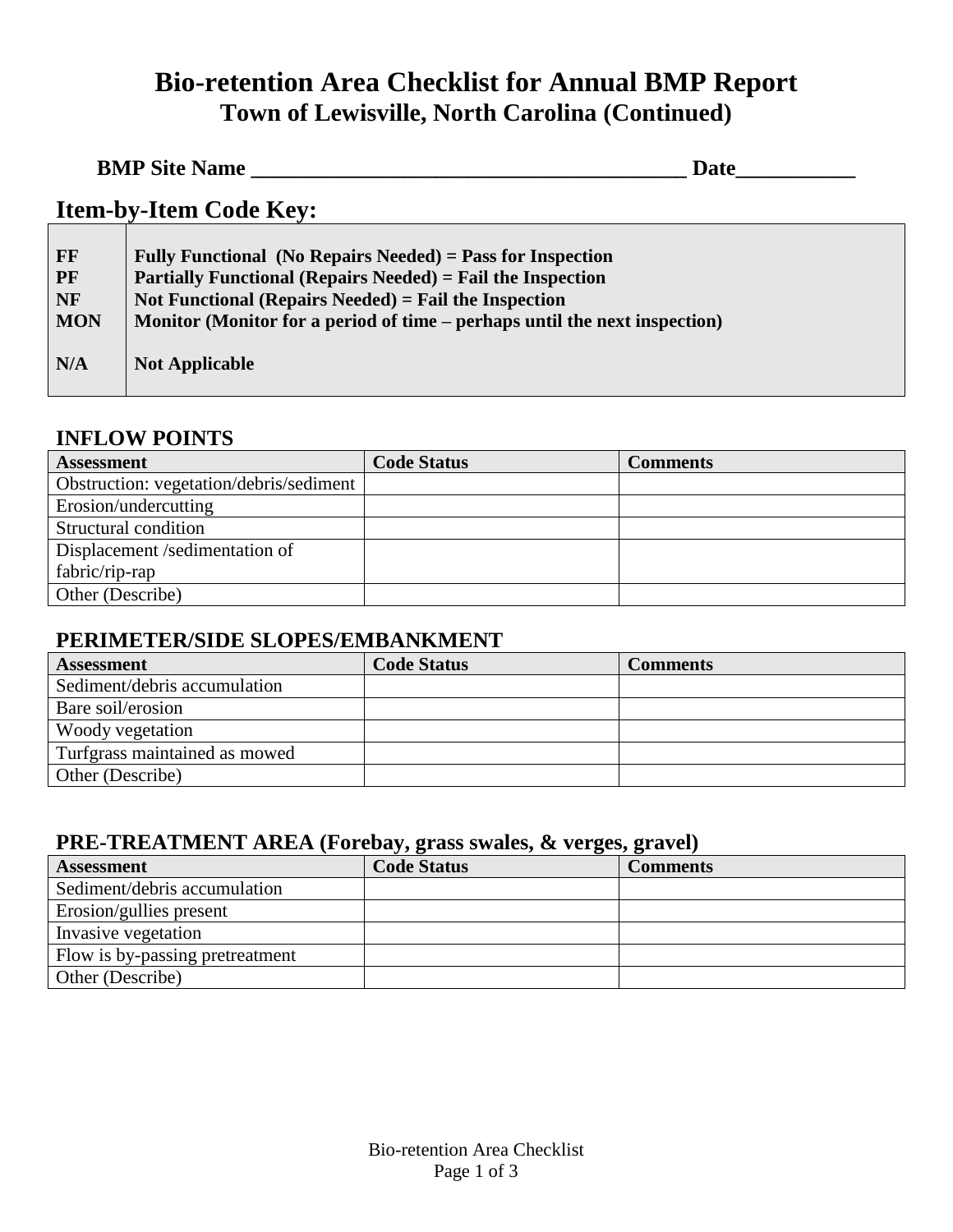# Bio-retention Area Checklist for Annual BMP Report
## Town of Lewisville, North Carolina (Continued)

**BMP Site Name ________________________________________ Date___________**

## Item-by-Item Code Key:

| | |
|---|---|
| **FF** | **Fully Functional (No Repairs Needed) = Pass for Inspection** |
| **PF** | **Partially Functional (Repairs Needed) = Fail the Inspection** |
| **NF** | **Not Functional (Repairs Needed) = Fail the Inspection** |
| **MON** | **Monitor (Monitor for a period of time – perhaps until the next inspection)** |
| **N/A** | **Not Applicable** |

### INFLOW POINTS

| Assessment | Code Status | Comments |
|---|---|---|
| Obstruction: vegetation/debris/sediment | | |
| Erosion/undercutting | | |
| Structural condition | | |
| Displacement /sedimentation of fabric/rip-rap | | |
| Other (Describe) | | |

### PERIMETER/SIDE SLOPES/EMBANKMENT

| Assessment | Code Status | Comments |
|---|---|---|
| Sediment/debris accumulation | | |
| Bare soil/erosion | | |
| Woody vegetation | | |
| Turfgrass maintained as mowed | | |
| Other (Describe) | | |

### PRE-TREATMENT AREA (Forebay, grass swales, & verges, gravel)

| Assessment | Code Status | Comments |
|---|---|---|
| Sediment/debris accumulation | | |
| Erosion/gullies present | | |
| Invasive vegetation | | |
| Flow is by-passing pretreatment | | |
| Other (Describe) | | |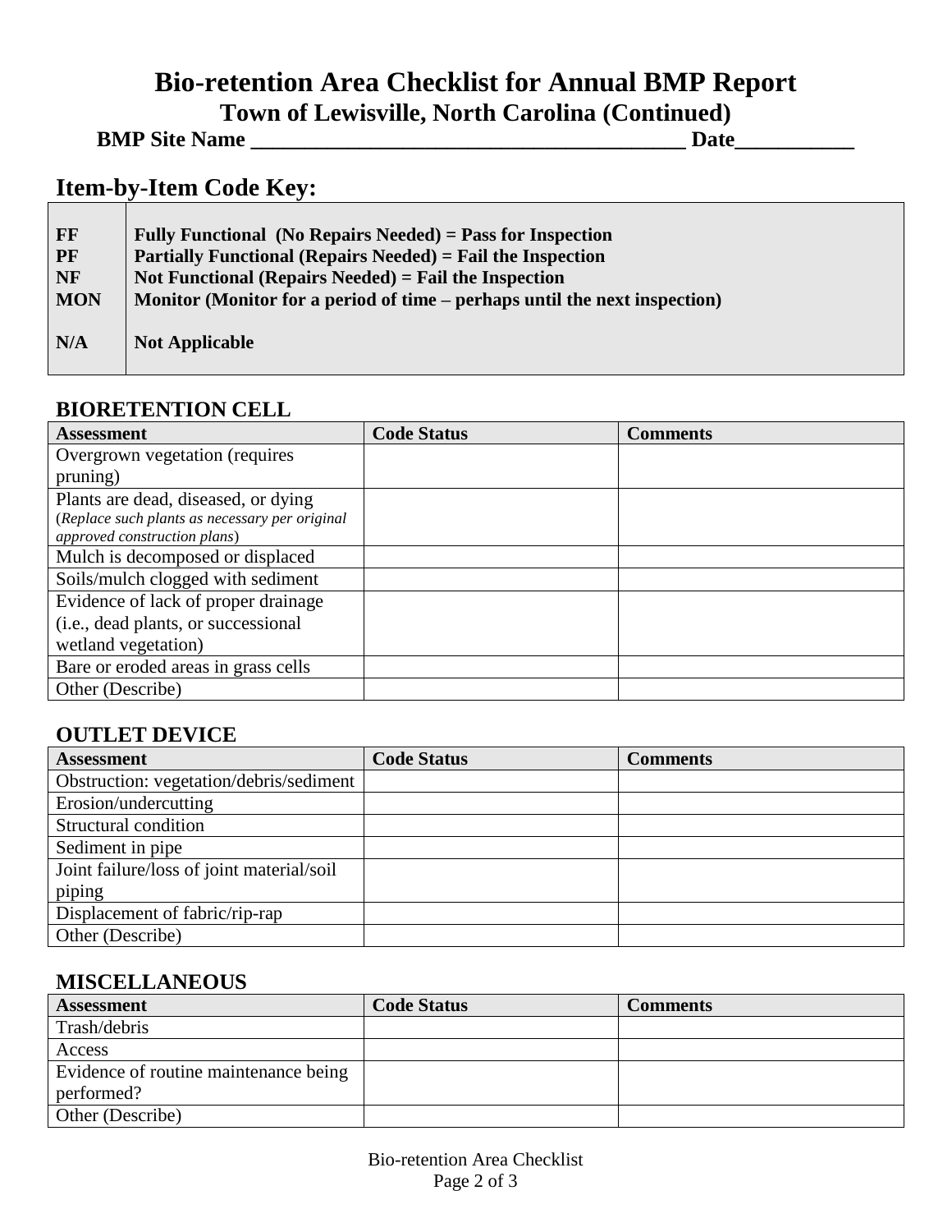# Bio-retention Area Checklist for Annual BMP Report

## Town of Lewisville, North Carolina (Continued)

**BMP Site Name \_\_\_\_\_\_\_\_\_\_\_\_\_\_\_\_\_\_\_\_\_\_\_\_\_\_\_\_\_\_\_\_\_\_\_\_\_\_\_\_ Date\_\_\_\_\_\_\_\_\_\_\_**

## Item-by-Item Code Key:

| | |
|---|---|
| **FF** | **Fully Functional (No Repairs Needed) = Pass for Inspection** |
| **PF** | **Partially Functional (Repairs Needed) = Fail the Inspection** |
| **NF** | **Not Functional (Repairs Needed) = Fail the Inspection** |
| **MON** | **Monitor (Monitor for a period of time – perhaps until the next inspection)** |
| **N/A** | **Not Applicable** |

### BIORETENTION CELL

| Assessment | Code Status | Comments |
|---|---|---|
| Overgrown vegetation (requires pruning) | | |
| Plants are dead, diseased, or dying (*Replace such plants as necessary per original approved construction plans*) | | |
| Mulch is decomposed or displaced | | |
| Soils/mulch clogged with sediment | | |
| Evidence of lack of proper drainage (i.e., dead plants, or successional wetland vegetation) | | |
| Bare or eroded areas in grass cells | | |
| Other (Describe) | | |

### OUTLET DEVICE

| Assessment | Code Status | Comments |
|---|---|---|
| Obstruction: vegetation/debris/sediment | | |
| Erosion/undercutting | | |
| Structural condition | | |
| Sediment in pipe | | |
| Joint failure/loss of joint material/soil piping | | |
| Displacement of fabric/rip-rap | | |
| Other (Describe) | | |

### MISCELLANEOUS

| Assessment | Code Status | Comments |
|---|---|---|
| Trash/debris | | |
| Access | | |
| Evidence of routine maintenance being performed? | | |
| Other (Describe) | | |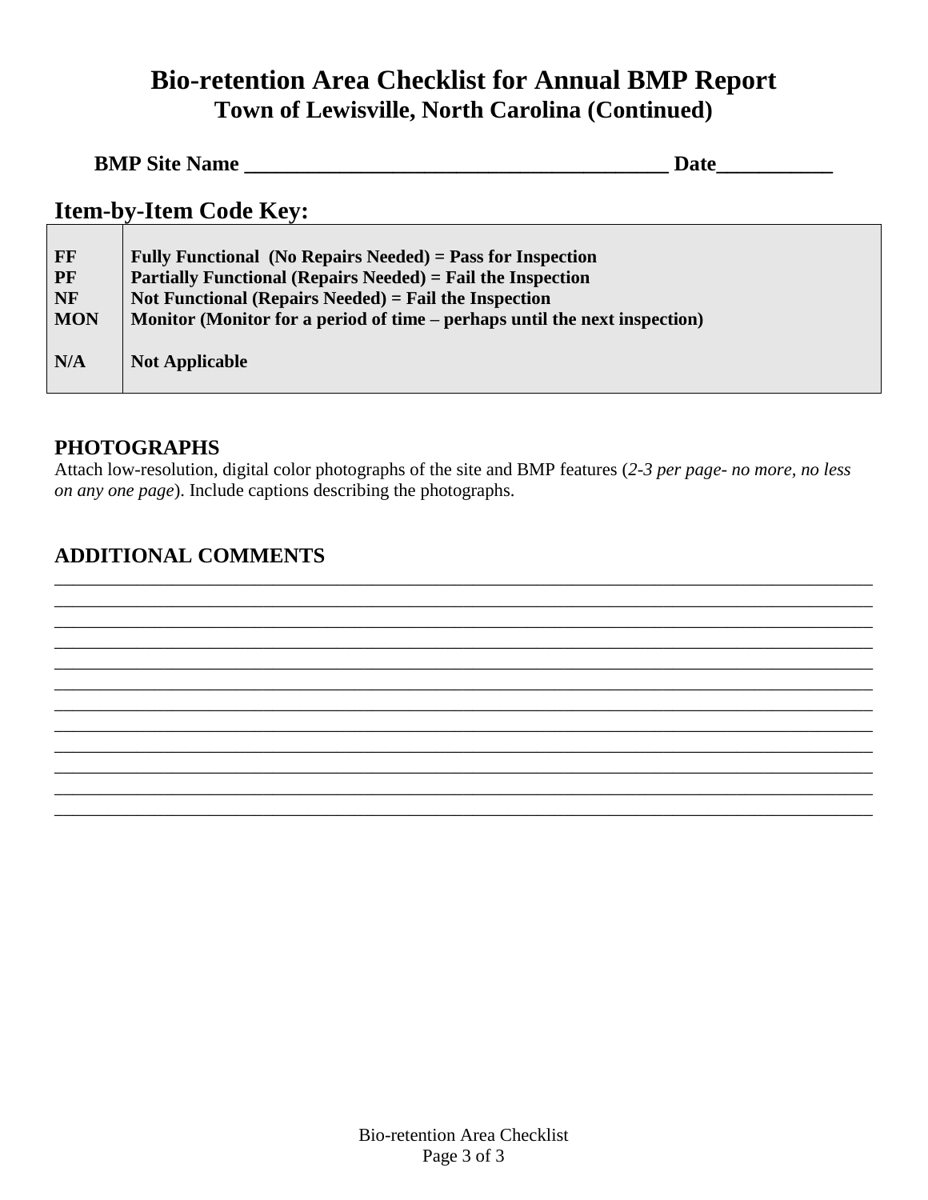# Bio-retention Area Checklist for Annual BMP Report

## Town of Lewisville, North Carolina (Continued)

**BMP Site Name \_\_\_\_\_\_\_\_\_\_\_\_\_\_\_\_\_\_\_\_\_\_\_\_\_\_\_\_\_\_\_\_\_\_\_\_\_\_\_\_\_\_\_\_ Date\_\_\_\_\_\_\_\_\_\_\_**

## Item-by-Item Code Key:

| | |
|---|---|
| **FF** | **Fully Functional (No Repairs Needed) = Pass for Inspection** |
| **PF** | **Partially Functional (Repairs Needed) = Fail the Inspection** |
| **NF** | **Not Functional (Repairs Needed) = Fail the Inspection** |
| **MON** | **Monitor (Monitor for a period of time – perhaps until the next inspection)** |
| **N/A** | **Not Applicable** |

### PHOTOGRAPHS

Attach low-resolution, digital color photographs of the site and BMP features (*2-3 per page- no more, no less on any one page*). Include captions describing the photographs.

### ADDITIONAL COMMENTS

\_\_\_\_\_\_\_\_\_\_\_\_\_\_\_\_\_\_\_\_\_\_\_\_\_\_\_\_\_\_\_\_\_\_\_\_\_\_\_\_\_\_\_\_\_\_\_\_\_\_\_\_\_\_\_\_\_\_\_\_\_\_\_\_\_\_\_\_\_\_\_\_\_\_\_\_\_\_\_\_\_\_\_\_

\_\_\_\_\_\_\_\_\_\_\_\_\_\_\_\_\_\_\_\_\_\_\_\_\_\_\_\_\_\_\_\_\_\_\_\_\_\_\_\_\_\_\_\_\_\_\_\_\_\_\_\_\_\_\_\_\_\_\_\_\_\_\_\_\_\_\_\_\_\_\_\_\_\_\_\_\_\_\_\_\_\_\_\_

\_\_\_\_\_\_\_\_\_\_\_\_\_\_\_\_\_\_\_\_\_\_\_\_\_\_\_\_\_\_\_\_\_\_\_\_\_\_\_\_\_\_\_\_\_\_\_\_\_\_\_\_\_\_\_\_\_\_\_\_\_\_\_\_\_\_\_\_\_\_\_\_\_\_\_\_\_\_\_\_\_\_\_\_

\_\_\_\_\_\_\_\_\_\_\_\_\_\_\_\_\_\_\_\_\_\_\_\_\_\_\_\_\_\_\_\_\_\_\_\_\_\_\_\_\_\_\_\_\_\_\_\_\_\_\_\_\_\_\_\_\_\_\_\_\_\_\_\_\_\_\_\_\_\_\_\_\_\_\_\_\_\_\_\_\_\_\_\_

\_\_\_\_\_\_\_\_\_\_\_\_\_\_\_\_\_\_\_\_\_\_\_\_\_\_\_\_\_\_\_\_\_\_\_\_\_\_\_\_\_\_\_\_\_\_\_\_\_\_\_\_\_\_\_\_\_\_\_\_\_\_\_\_\_\_\_\_\_\_\_\_\_\_\_\_\_\_\_\_\_\_\_\_

\_\_\_\_\_\_\_\_\_\_\_\_\_\_\_\_\_\_\_\_\_\_\_\_\_\_\_\_\_\_\_\_\_\_\_\_\_\_\_\_\_\_\_\_\_\_\_\_\_\_\_\_\_\_\_\_\_\_\_\_\_\_\_\_\_\_\_\_\_\_\_\_\_\_\_\_\_\_\_\_\_\_\_\_

\_\_\_\_\_\_\_\_\_\_\_\_\_\_\_\_\_\_\_\_\_\_\_\_\_\_\_\_\_\_\_\_\_\_\_\_\_\_\_\_\_\_\_\_\_\_\_\_\_\_\_\_\_\_\_\_\_\_\_\_\_\_\_\_\_\_\_\_\_\_\_\_\_\_\_\_\_\_\_\_\_\_\_\_

\_\_\_\_\_\_\_\_\_\_\_\_\_\_\_\_\_\_\_\_\_\_\_\_\_\_\_\_\_\_\_\_\_\_\_\_\_\_\_\_\_\_\_\_\_\_\_\_\_\_\_\_\_\_\_\_\_\_\_\_\_\_\_\_\_\_\_\_\_\_\_\_\_\_\_\_\_\_\_\_\_\_\_\_

\_\_\_\_\_\_\_\_\_\_\_\_\_\_\_\_\_\_\_\_\_\_\_\_\_\_\_\_\_\_\_\_\_\_\_\_\_\_\_\_\_\_\_\_\_\_\_\_\_\_\_\_\_\_\_\_\_\_\_\_\_\_\_\_\_\_\_\_\_\_\_\_\_\_\_\_\_\_\_\_\_\_\_\_

\_\_\_\_\_\_\_\_\_\_\_\_\_\_\_\_\_\_\_\_\_\_\_\_\_\_\_\_\_\_\_\_\_\_\_\_\_\_\_\_\_\_\_\_\_\_\_\_\_\_\_\_\_\_\_\_\_\_\_\_\_\_\_\_\_\_\_\_\_\_\_\_\_\_\_\_\_\_\_\_\_\_\_\_

\_\_\_\_\_\_\_\_\_\_\_\_\_\_\_\_\_\_\_\_\_\_\_\_\_\_\_\_\_\_\_\_\_\_\_\_\_\_\_\_\_\_\_\_\_\_\_\_\_\_\_\_\_\_\_\_\_\_\_\_\_\_\_\_\_\_\_\_\_\_\_\_\_\_\_\_\_\_\_\_\_\_\_\_

\_\_\_\_\_\_\_\_\_\_\_\_\_\_\_\_\_\_\_\_\_\_\_\_\_\_\_\_\_\_\_\_\_\_\_\_\_\_\_\_\_\_\_\_\_\_\_\_\_\_\_\_\_\_\_\_\_\_\_\_\_\_\_\_\_\_\_\_\_\_\_\_\_\_\_\_\_\_\_\_\_\_\_\_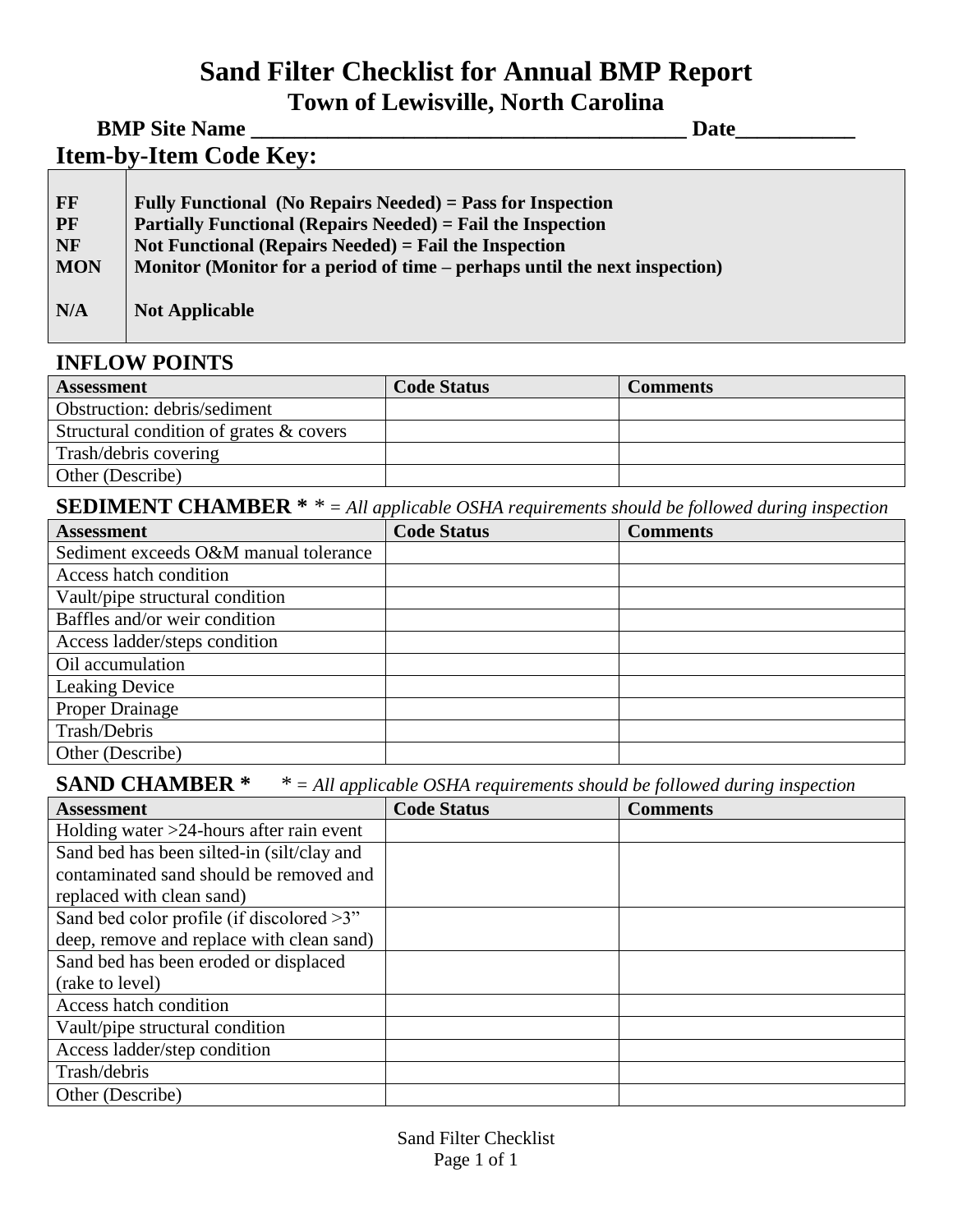# Sand Filter Checklist for Annual BMP Report

## Town of Lewisville, North Carolina

**BMP Site Name ________________________________________ Date___________**

## Item-by-Item Code Key:

| | |
|---|---|
| **FF** | **Fully Functional (No Repairs Needed) = Pass for Inspection** |
| **PF** | **Partially Functional (Repairs Needed) = Fail the Inspection** |
| **NF** | **Not Functional (Repairs Needed) = Fail the Inspection** |
| **MON** | **Monitor (Monitor for a period of time – perhaps until the next inspection)** |
| **N/A** | **Not Applicable** |

### INFLOW POINTS

| Assessment | Code Status | Comments |
|---|---|---|
| Obstruction: debris/sediment | | |
| Structural condition of grates & covers | | |
| Trash/debris covering | | |
| Other (Describe) | | |

### SEDIMENT CHAMBER * 

* = *All applicable OSHA requirements should be followed during inspection*

| Assessment | Code Status | Comments |
|---|---|---|
| Sediment exceeds O&M manual tolerance | | |
| Access hatch condition | | |
| Vault/pipe structural condition | | |
| Baffles and/or weir condition | | |
| Access ladder/steps condition | | |
| Oil accumulation | | |
| Leaking Device | | |
| Proper Drainage | | |
| Trash/Debris | | |
| Other (Describe) | | |

### SAND CHAMBER *

* = *All applicable OSHA requirements should be followed during inspection*

| Assessment | Code Status | Comments |
|---|---|---|
| Holding water >24-hours after rain event | | |
| Sand bed has been silted-in (silt/clay and contaminated sand should be removed and replaced with clean sand) | | |
| Sand bed color profile (if discolored >3" deep, remove and replace with clean sand) | | |
| Sand bed has been eroded or displaced (rake to level) | | |
| Access hatch condition | | |
| Vault/pipe structural condition | | |
| Access ladder/step condition | | |
| Trash/debris | | |
| Other (Describe) | | |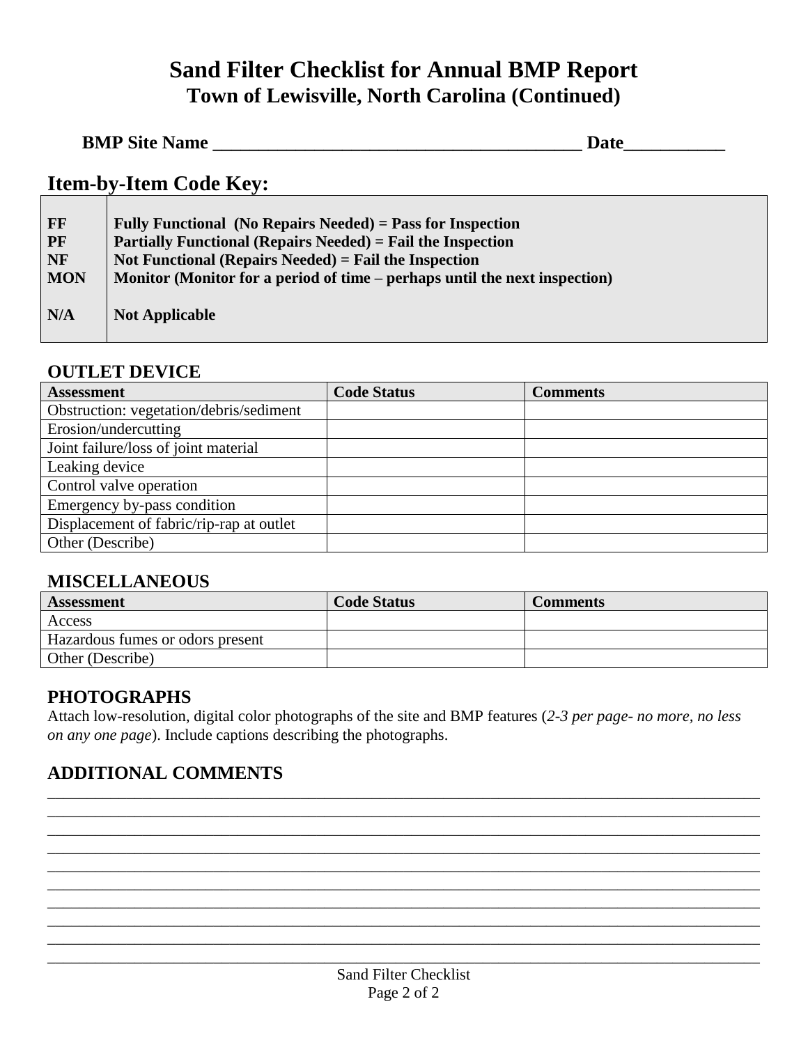# Sand Filter Checklist for Annual BMP Report
## Town of Lewisville, North Carolina (Continued)

**BMP Site Name _________________________________________ Date___________**

## Item-by-Item Code Key:

| | |
|---|---|
| **FF** | **Fully Functional (No Repairs Needed) = Pass for Inspection** |
| **PF** | **Partially Functional (Repairs Needed) = Fail the Inspection** |
| **NF** | **Not Functional (Repairs Needed) = Fail the Inspection** |
| **MON** | **Monitor (Monitor for a period of time – perhaps until the next inspection)** |
| **N/A** | **Not Applicable** |

### OUTLET DEVICE

| Assessment | Code Status | Comments |
|---|---|---|
| Obstruction: vegetation/debris/sediment | | |
| Erosion/undercutting | | |
| Joint failure/loss of joint material | | |
| Leaking device | | |
| Control valve operation | | |
| Emergency by-pass condition | | |
| Displacement of fabric/rip-rap at outlet | | |
| Other (Describe) | | |

### MISCELLANEOUS

| Assessment | Code Status | Comments |
|---|---|---|
| Access | | |
| Hazardous fumes or odors present | | |
| Other (Describe) | | |

### PHOTOGRAPHS

Attach low-resolution, digital color photographs of the site and BMP features (*2-3 per page- no more, no less on any one page*). Include captions describing the photographs.

### ADDITIONAL COMMENTS

________________________________________________________________________________
________________________________________________________________________________
________________________________________________________________________________
________________________________________________________________________________
________________________________________________________________________________
________________________________________________________________________________
________________________________________________________________________________
________________________________________________________________________________
________________________________________________________________________________
________________________________________________________________________________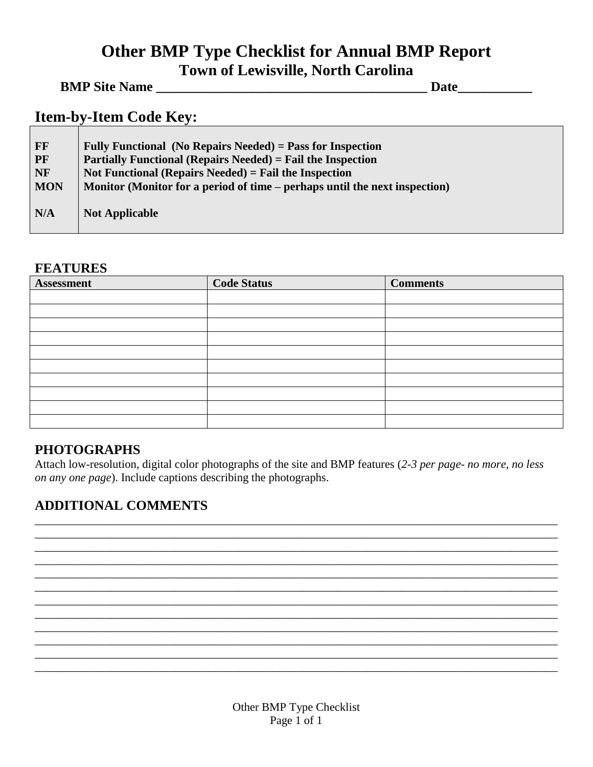# Other BMP Type Checklist for Annual BMP Report

## Town of Lewisville, North Carolina

**BMP Site Name ________________________________________ Date___________**

## Item-by-Item Code Key:

| | |
|---|---|
| **FF** | **Fully Functional (No Repairs Needed) = Pass for Inspection** |
| **PF** | **Partially Functional (Repairs Needed) = Fail the Inspection** |
| **NF** | **Not Functional (Repairs Needed) = Fail the Inspection** |
| **MON** | **Monitor (Monitor for a period of time – perhaps until the next inspection)** |
| **N/A** | **Not Applicable** |

### FEATURES

| Assessment | Code Status | Comments |
|---|---|---|
| | | |
| | | |
| | | |
| | | |
| | | |
| | | |
| | | |
| | | |
| | | |
| | | |

### PHOTOGRAPHS

Attach low-resolution, digital color photographs of the site and BMP features (*2-3 per page- no more, no less on any one page*). Include captions describing the photographs.

### ADDITIONAL COMMENTS

________________________________________________________________________________
________________________________________________________________________________
________________________________________________________________________________
________________________________________________________________________________
________________________________________________________________________________
________________________________________________________________________________
________________________________________________________________________________
________________________________________________________________________________
________________________________________________________________________________
________________________________________________________________________________
________________________________________________________________________________
________________________________________________________________________________